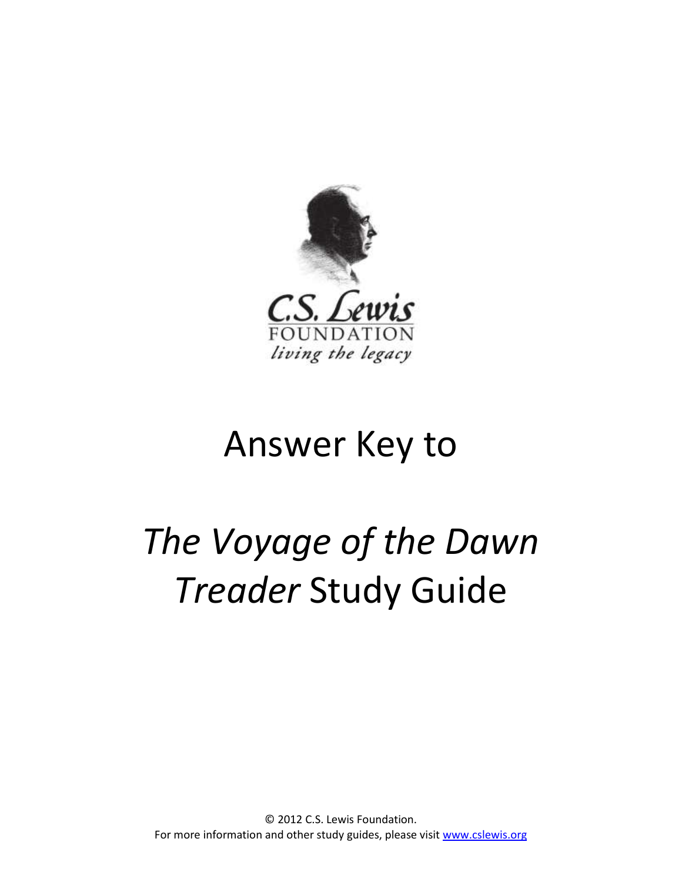C.S. Lewis
FOUNDATION
*living the legacy*

# Answer Key to

# *The Voyage of the Dawn Treader* Study Guide

© 2012 C.S. Lewis Foundation.
For more information and other study guides, please visit www.cslewis.org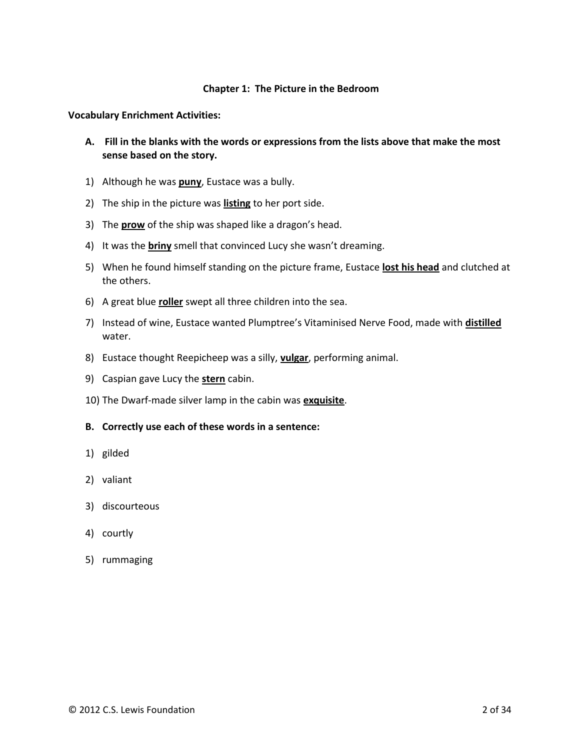**Chapter 1: The Picture in the Bedroom**

**Vocabulary Enrichment Activities:**

**A. Fill in the blanks with the words or expressions from the lists above that make the most sense based on the story.**

1) Although he was **puny**, Eustace was a bully.
2) The ship in the picture was **listing** to her port side.
3) The **prow** of the ship was shaped like a dragon's head.
4) It was the **briny** smell that convinced Lucy she wasn't dreaming.
5) When he found himself standing on the picture frame, Eustace **lost his head** and clutched at the others.
6) A great blue **roller** swept all three children into the sea.
7) Instead of wine, Eustace wanted Plumptree's Vitaminised Nerve Food, made with **distilled** water.
8) Eustace thought Reepicheep was a silly, **vulgar**, performing animal.
9) Caspian gave Lucy the **stern** cabin.
10) The Dwarf-made silver lamp in the cabin was **exquisite**.

**B. Correctly use each of these words in a sentence:**

1) gilded
2) valiant
3) discourteous
4) courtly
5) rummaging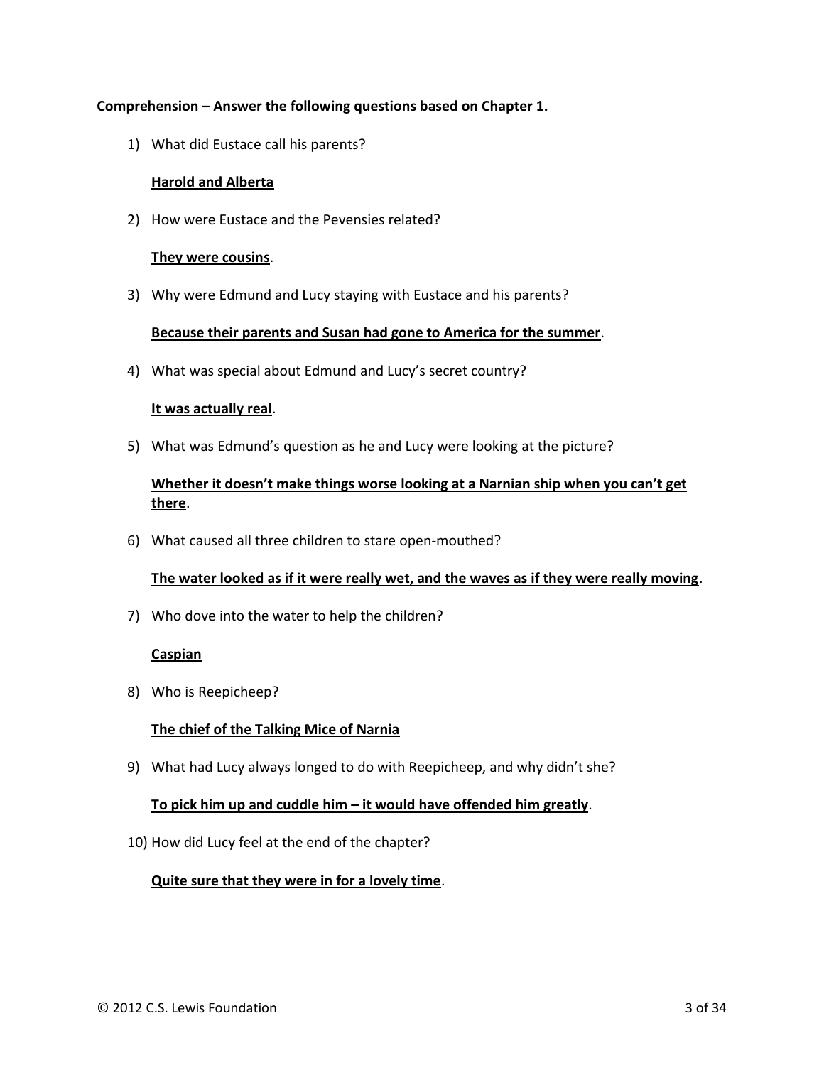**Comprehension – Answer the following questions based on Chapter 1.**

1) What did Eustace call his parents?

   **<u>Harold and Alberta</u>**

2) How were Eustace and the Pevensies related?

   **<u>They were cousins</u>**.

3) Why were Edmund and Lucy staying with Eustace and his parents?

   **<u>Because their parents and Susan had gone to America for the summer</u>**.

4) What was special about Edmund and Lucy's secret country?

   **<u>It was actually real</u>**.

5) What was Edmund's question as he and Lucy were looking at the picture?

   **<u>Whether it doesn't make things worse looking at a Narnian ship when you can't get there</u>**.

6) What caused all three children to stare open-mouthed?

   **<u>The water looked as if it were really wet, and the waves as if they were really moving</u>**.

7) Who dove into the water to help the children?

   **<u>Caspian</u>**

8) Who is Reepicheep?

   **<u>The chief of the Talking Mice of Narnia</u>**

9) What had Lucy always longed to do with Reepicheep, and why didn't she?

   **<u>To pick him up and cuddle him – it would have offended him greatly</u>**.

10) How did Lucy feel at the end of the chapter?

    **<u>Quite sure that they were in for a lovely time</u>**.

© 2012 C.S. Lewis Foundation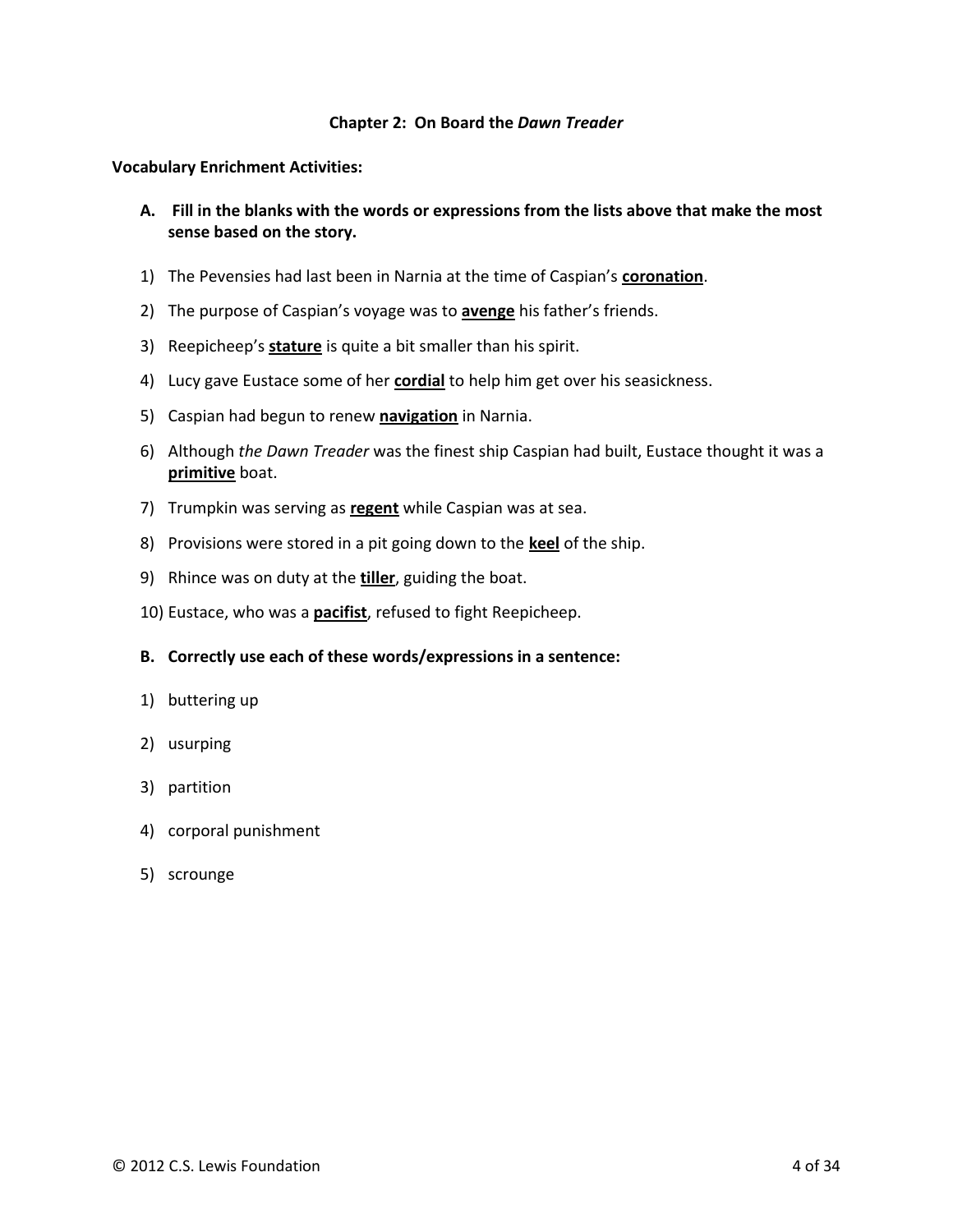## Chapter 2: On Board the *Dawn Treader*

**Vocabulary Enrichment Activities:**

**A. Fill in the blanks with the words or expressions from the lists above that make the most sense based on the story.**

1) The Pevensies had last been in Narnia at the time of Caspian's <u>**coronation**</u>.
2) The purpose of Caspian's voyage was to <u>**avenge**</u> his father's friends.
3) Reepicheep's <u>**stature**</u> is quite a bit smaller than his spirit.
4) Lucy gave Eustace some of her <u>**cordial**</u> to help him get over his seasickness.
5) Caspian had begun to renew <u>**navigation**</u> in Narnia.
6) Although *the Dawn Treader* was the finest ship Caspian had built, Eustace thought it was a <u>**primitive**</u> boat.
7) Trumpkin was serving as <u>**regent**</u> while Caspian was at sea.
8) Provisions were stored in a pit going down to the <u>**keel**</u> of the ship.
9) Rhince was on duty at the <u>**tiller**</u>, guiding the boat.
10) Eustace, who was a <u>**pacifist**</u>, refused to fight Reepicheep.

**B. Correctly use each of these words/expressions in a sentence:**

1) buttering up
2) usurping
3) partition
4) corporal punishment
5) scrounge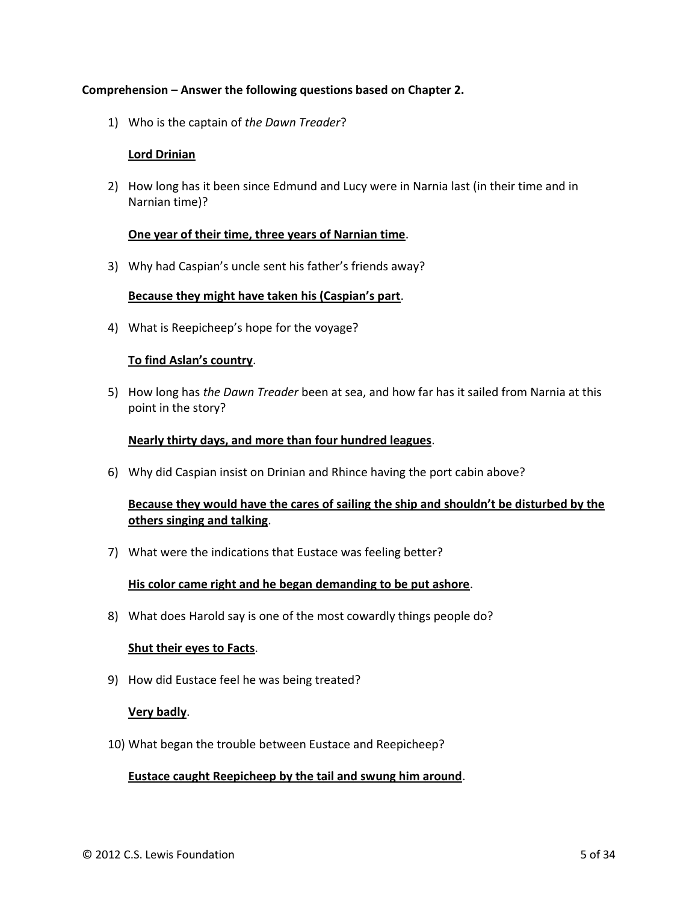**Comprehension – Answer the following questions based on Chapter 2.**

1) Who is the captain of *the Dawn Treader*?

   **Lord Drinian**

2) How long has it been since Edmund and Lucy were in Narnia last (in their time and in Narnian time)?

   **One year of their time, three years of Narnian time**.

3) Why had Caspian's uncle sent his father's friends away?

   **Because they might have taken his (Caspian's part**.

4) What is Reepicheep's hope for the voyage?

   **To find Aslan's country**.

5) How long has *the Dawn Treader* been at sea, and how far has it sailed from Narnia at this point in the story?

   **Nearly thirty days, and more than four hundred leagues**.

6) Why did Caspian insist on Drinian and Rhince having the port cabin above?

   **Because they would have the cares of sailing the ship and shouldn't be disturbed by the others singing and talking**.

7) What were the indications that Eustace was feeling better?

   **His color came right and he began demanding to be put ashore**.

8) What does Harold say is one of the most cowardly things people do?

   **Shut their eyes to Facts**.

9) How did Eustace feel he was being treated?

   **Very badly**.

10) What began the trouble between Eustace and Reepicheep?

    **Eustace caught Reepicheep by the tail and swung him around**.

© 2012 C.S. Lewis Foundation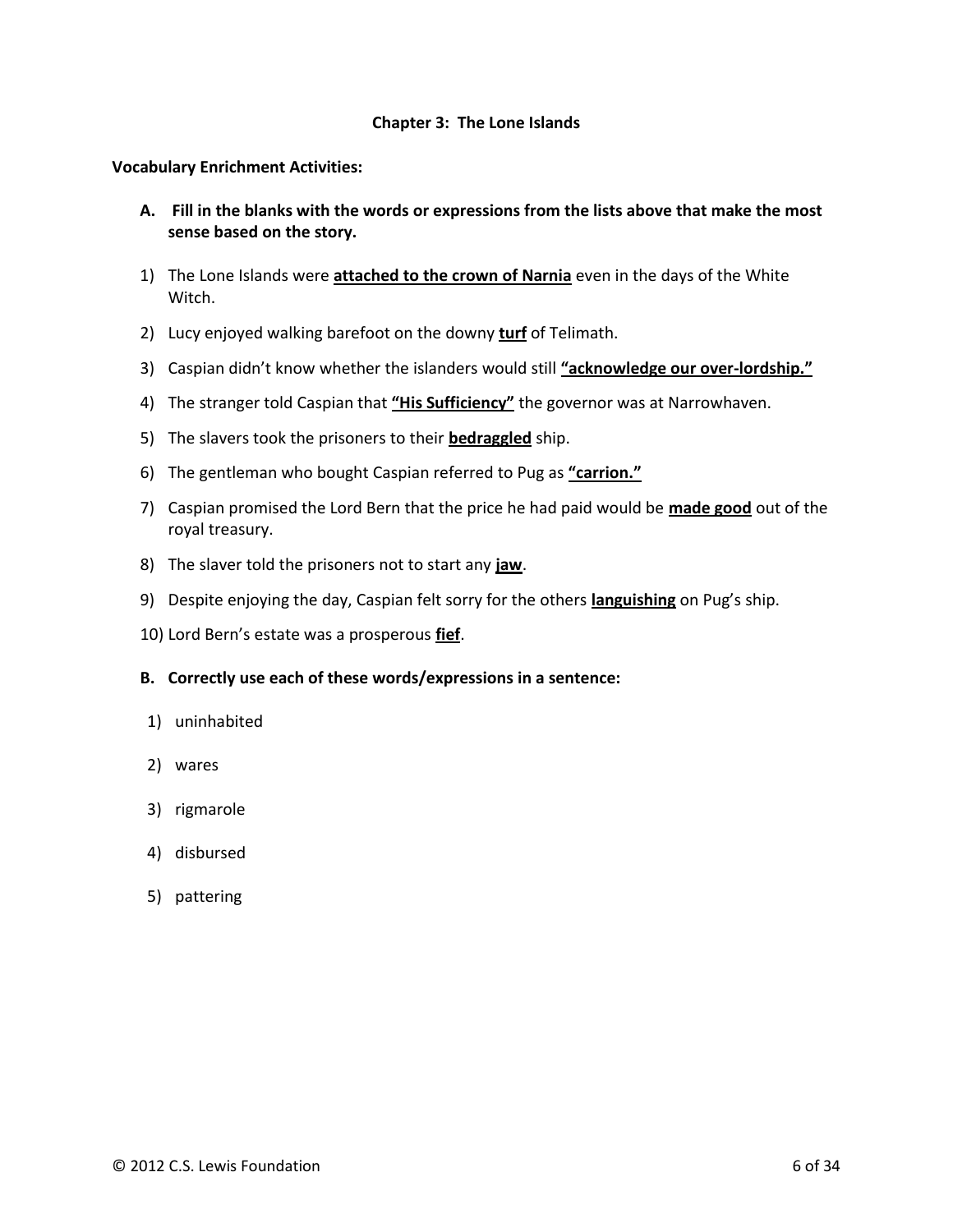**Chapter 3: The Lone Islands**

**Vocabulary Enrichment Activities:**

**A. Fill in the blanks with the words or expressions from the lists above that make the most sense based on the story.**

1) The Lone Islands were **attached to the crown of Narnia** even in the days of the White Witch.
2) Lucy enjoyed walking barefoot on the downy **turf** of Telimath.
3) Caspian didn't know whether the islanders would still **"acknowledge our over-lordship."**
4) The stranger told Caspian that **"His Sufficiency"** the governor was at Narrowhaven.
5) The slavers took the prisoners to their **bedraggled** ship.
6) The gentleman who bought Caspian referred to Pug as **"carrion."**
7) Caspian promised the Lord Bern that the price he had paid would be **made good** out of the royal treasury.
8) The slaver told the prisoners not to start any **jaw**.
9) Despite enjoying the day, Caspian felt sorry for the others **languishing** on Pug's ship.
10) Lord Bern's estate was a prosperous **fief**.

**B. Correctly use each of these words/expressions in a sentence:**

1) uninhabited
2) wares
3) rigmarole
4) disbursed
5) pattering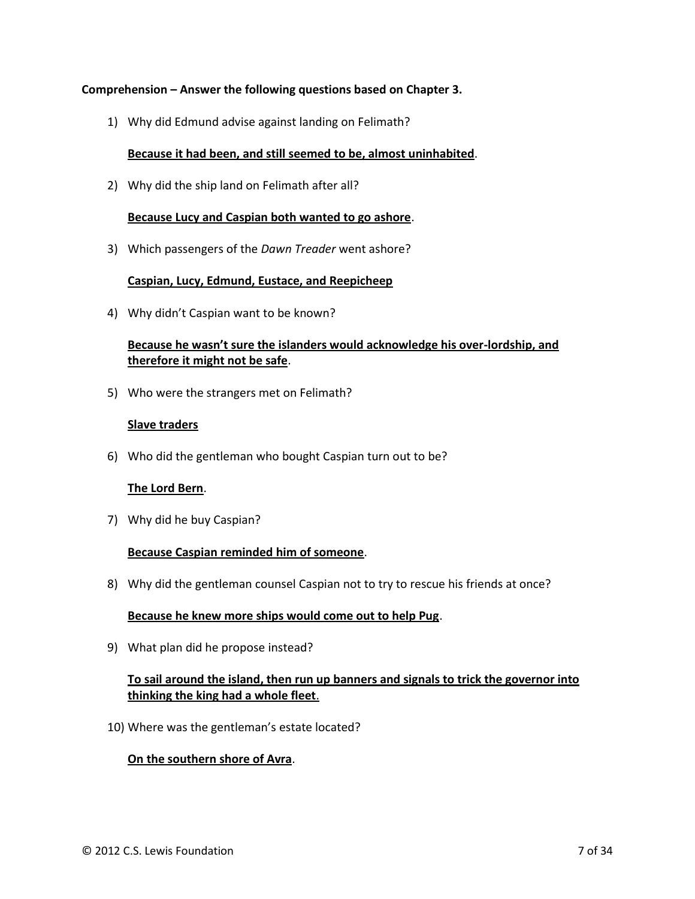**Comprehension – Answer the following questions based on Chapter 3.**

1) Why did Edmund advise against landing on Felimath?

   **Because it had been, and still seemed to be, almost uninhabited**.

2) Why did the ship land on Felimath after all?

   **Because Lucy and Caspian both wanted to go ashore**.

3) Which passengers of the *Dawn Treader* went ashore?

   **Caspian, Lucy, Edmund, Eustace, and Reepicheep**

4) Why didn't Caspian want to be known?

   **Because he wasn't sure the islanders would acknowledge his over-lordship, and therefore it might not be safe**.

5) Who were the strangers met on Felimath?

   **Slave traders**

6) Who did the gentleman who bought Caspian turn out to be?

   **The Lord Bern**.

7) Why did he buy Caspian?

   **Because Caspian reminded him of someone**.

8) Why did the gentleman counsel Caspian not to try to rescue his friends at once?

   **Because he knew more ships would come out to help Pug**.

9) What plan did he propose instead?

   **To sail around the island, then run up banners and signals to trick the governor into thinking the king had a whole fleet**.

10) Where was the gentleman's estate located?

   **On the southern shore of Avra**.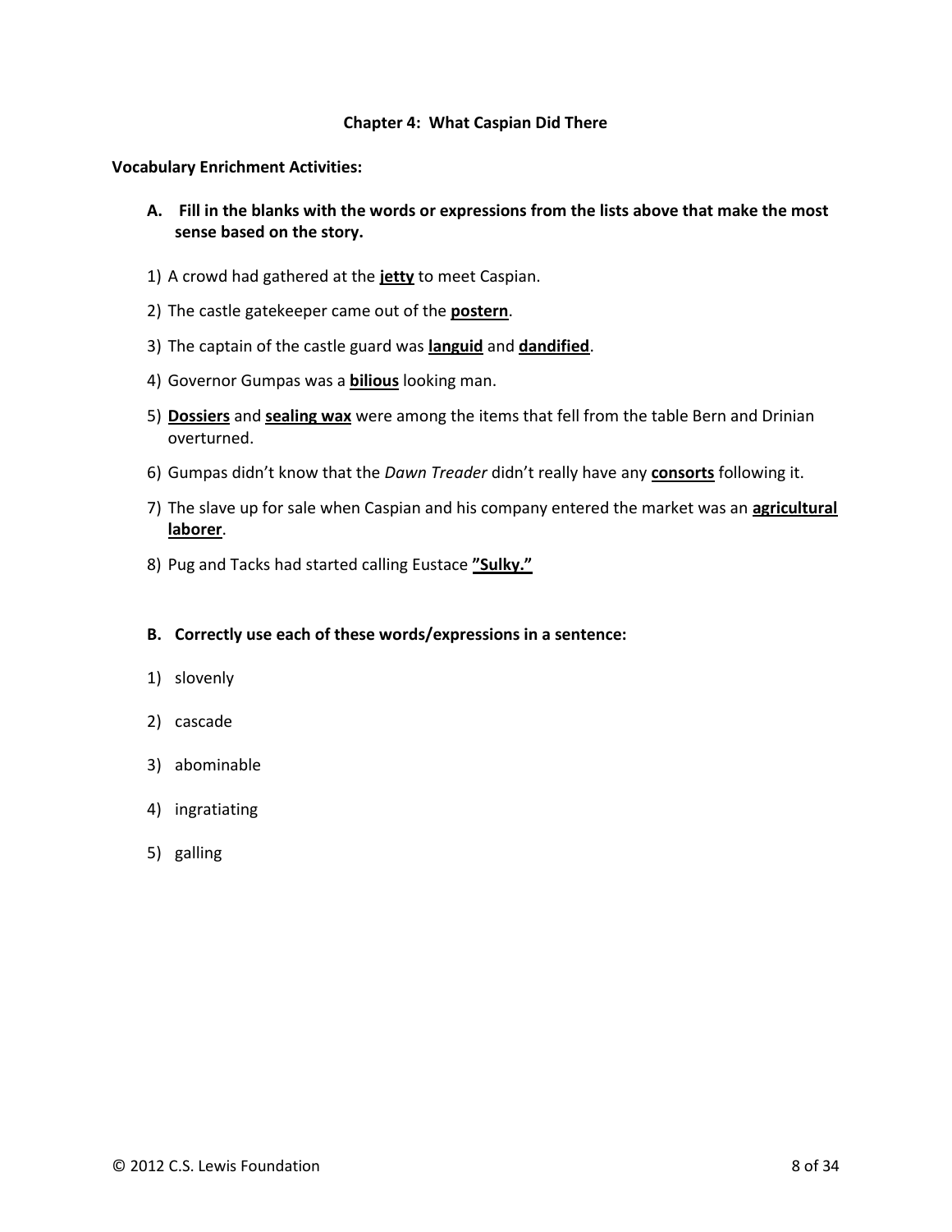### Chapter 4: What Caspian Did There

**Vocabulary Enrichment Activities:**

**A. Fill in the blanks with the words or expressions from the lists above that make the most sense based on the story.**

1) A crowd had gathered at the **jetty** to meet Caspian.
2) The castle gatekeeper came out of the **postern**.
3) The captain of the castle guard was **languid** and **dandified**.
4) Governor Gumpas was a **bilious** looking man.
5) **Dossiers** and **sealing wax** were among the items that fell from the table Bern and Drinian overturned.
6) Gumpas didn't know that the *Dawn Treader* didn't really have any **consorts** following it.
7) The slave up for sale when Caspian and his company entered the market was an **agricultural laborer**.
8) Pug and Tacks had started calling Eustace **"Sulky."**

**B. Correctly use each of these words/expressions in a sentence:**

1) slovenly
2) cascade
3) abominable
4) ingratiating
5) galling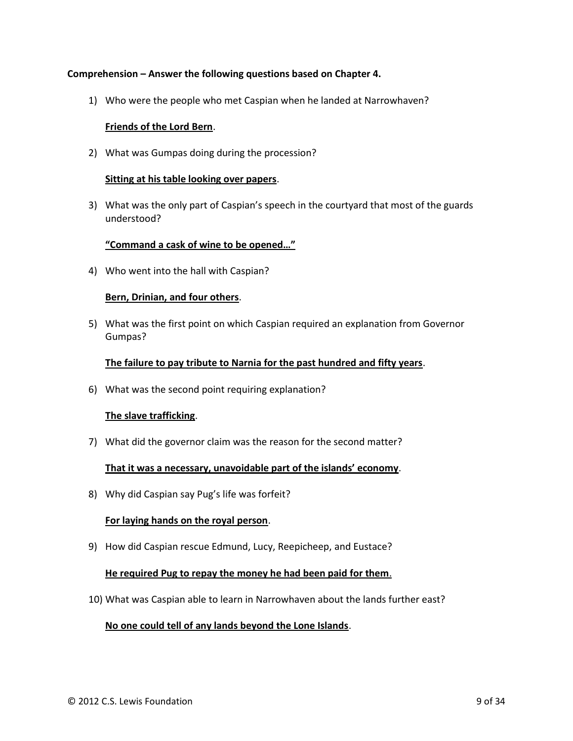**Comprehension – Answer the following questions based on Chapter 4.**

1) Who were the people who met Caspian when he landed at Narrowhaven?

   **Friends of the Lord Bern**.

2) What was Gumpas doing during the procession?

   **Sitting at his table looking over papers**.

3) What was the only part of Caspian's speech in the courtyard that most of the guards understood?

   **"Command a cask of wine to be opened…"**

4) Who went into the hall with Caspian?

   **Bern, Drinian, and four others**.

5) What was the first point on which Caspian required an explanation from Governor Gumpas?

   **The failure to pay tribute to Narnia for the past hundred and fifty years**.

6) What was the second point requiring explanation?

   **The slave trafficking**.

7) What did the governor claim was the reason for the second matter?

   **That it was a necessary, unavoidable part of the islands' economy**.

8) Why did Caspian say Pug's life was forfeit?

   **For laying hands on the royal person**.

9) How did Caspian rescue Edmund, Lucy, Reepicheep, and Eustace?

   **He required Pug to repay the money he had been paid for them**.

10) What was Caspian able to learn in Narrowhaven about the lands further east?

    **No one could tell of any lands beyond the Lone Islands**.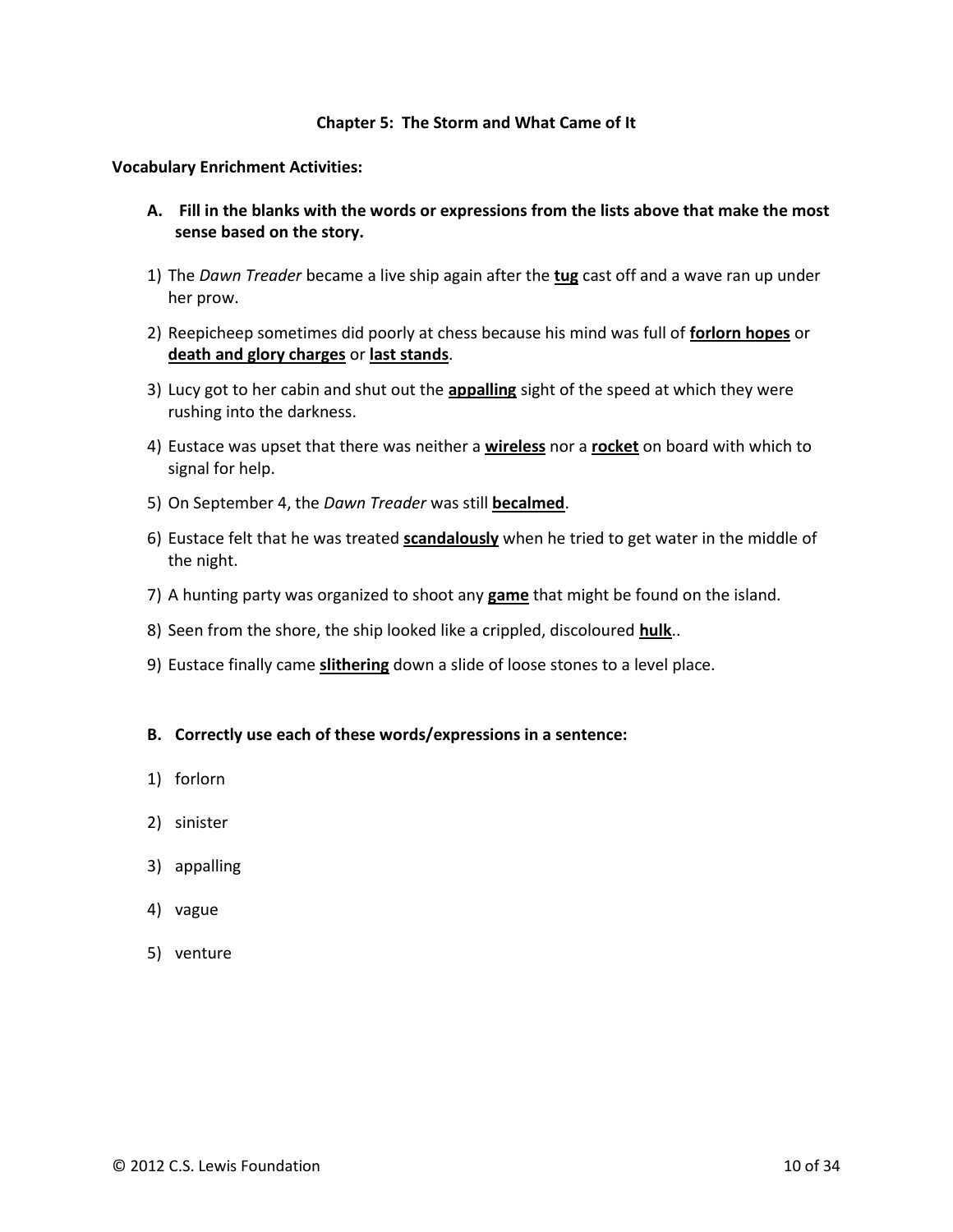**Chapter 5: The Storm and What Came of It**

**Vocabulary Enrichment Activities:**

**A. Fill in the blanks with the words or expressions from the lists above that make the most sense based on the story.**

1) The *Dawn Treader* became a live ship again after the **<u>tug</u>** cast off and a wave ran up under her prow.

2) Reepicheep sometimes did poorly at chess because his mind was full of **<u>forlorn hopes</u>** or **<u>death and glory charges</u>** or **<u>last stands</u>**.

3) Lucy got to her cabin and shut out the **<u>appalling</u>** sight of the speed at which they were rushing into the darkness.

4) Eustace was upset that there was neither a **<u>wireless</u>** nor a **<u>rocket</u>** on board with which to signal for help.

5) On September 4, the *Dawn Treader* was still **<u>becalmed</u>**.

6) Eustace felt that he was treated **<u>scandalously</u>** when he tried to get water in the middle of the night.

7) A hunting party was organized to shoot any **<u>game</u>** that might be found on the island.

8) Seen from the shore, the ship looked like a crippled, discoloured **<u>hulk</u>**..

9) Eustace finally came **<u>slithering</u>** down a slide of loose stones to a level place.

**B. Correctly use each of these words/expressions in a sentence:**

1) forlorn

2) sinister

3) appalling

4) vague

5) venture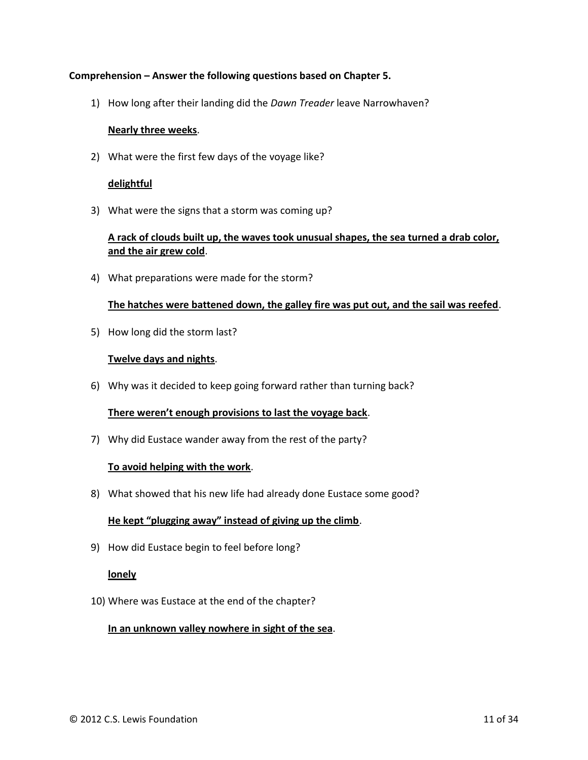**Comprehension – Answer the following questions based on Chapter 5.**

1) How long after their landing did the *Dawn Treader* leave Narrowhaven?

   **Nearly three weeks**.

2) What were the first few days of the voyage like?

   **delightful**

3) What were the signs that a storm was coming up?

   **A rack of clouds built up, the waves took unusual shapes, the sea turned a drab color, and the air grew cold**.

4) What preparations were made for the storm?

   **The hatches were battened down, the galley fire was put out, and the sail was reefed**.

5) How long did the storm last?

   **Twelve days and nights**.

6) Why was it decided to keep going forward rather than turning back?

   **There weren't enough provisions to last the voyage back**.

7) Why did Eustace wander away from the rest of the party?

   **To avoid helping with the work**.

8) What showed that his new life had already done Eustace some good?

   **He kept "plugging away" instead of giving up the climb**.

9) How did Eustace begin to feel before long?

   **lonely**

10) Where was Eustace at the end of the chapter?

    **In an unknown valley nowhere in sight of the sea**.

© 2012 C.S. Lewis Foundation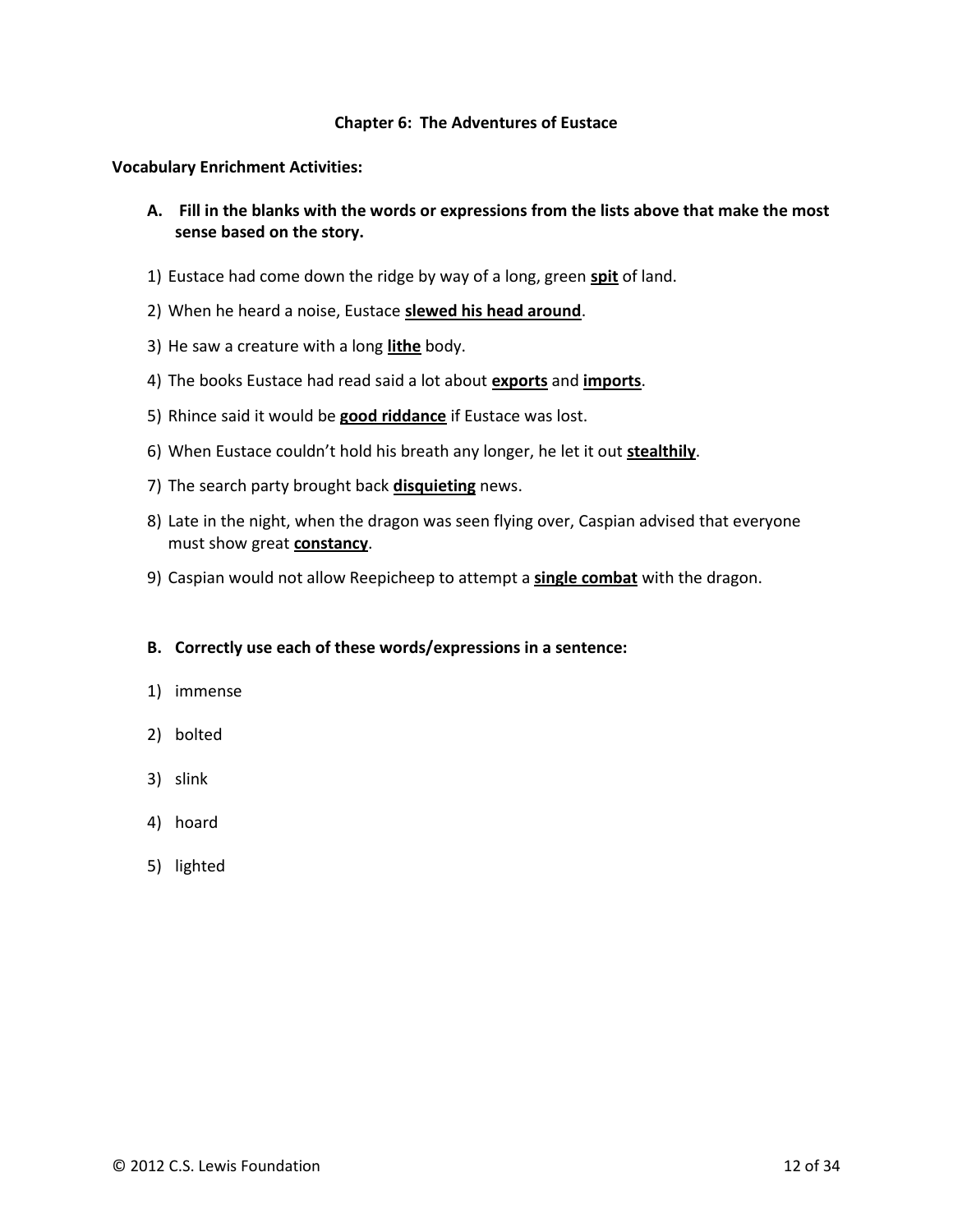### Chapter 6: The Adventures of Eustace

**Vocabulary Enrichment Activities:**

**A. Fill in the blanks with the words or expressions from the lists above that make the most sense based on the story.**

1) Eustace had come down the ridge by way of a long, green **spit** of land.
2) When he heard a noise, Eustace **slewed his head around**.
3) He saw a creature with a long **lithe** body.
4) The books Eustace had read said a lot about **exports** and **imports**.
5) Rhince said it would be **good riddance** if Eustace was lost.
6) When Eustace couldn't hold his breath any longer, he let it out **stealthily**.
7) The search party brought back **disquieting** news.
8) Late in the night, when the dragon was seen flying over, Caspian advised that everyone must show great **constancy**.
9) Caspian would not allow Reepicheep to attempt a **single combat** with the dragon.

**B. Correctly use each of these words/expressions in a sentence:**

1) immense
2) bolted
3) slink
4) hoard
5) lighted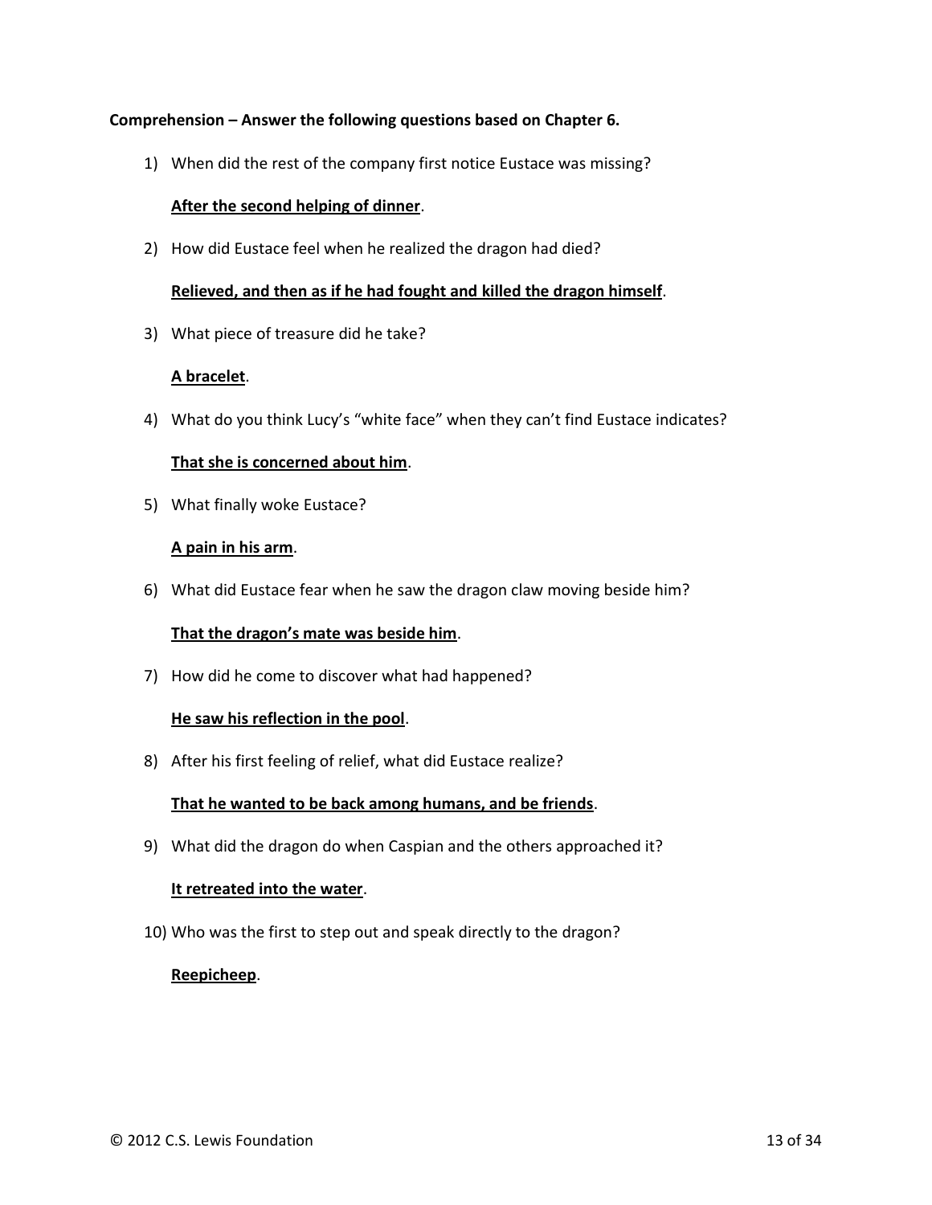**Comprehension – Answer the following questions based on Chapter 6.**

1) When did the rest of the company first notice Eustace was missing?

   **After the second helping of dinner**.

2) How did Eustace feel when he realized the dragon had died?

   **Relieved, and then as if he had fought and killed the dragon himself**.

3) What piece of treasure did he take?

   **A bracelet**.

4) What do you think Lucy's "white face" when they can't find Eustace indicates?

   **That she is concerned about him**.

5) What finally woke Eustace?

   **A pain in his arm**.

6) What did Eustace fear when he saw the dragon claw moving beside him?

   **That the dragon's mate was beside him**.

7) How did he come to discover what had happened?

   **He saw his reflection in the pool**.

8) After his first feeling of relief, what did Eustace realize?

   **That he wanted to be back among humans, and be friends**.

9) What did the dragon do when Caspian and the others approached it?

   **It retreated into the water**.

10) Who was the first to step out and speak directly to the dragon?

    **Reepicheep**.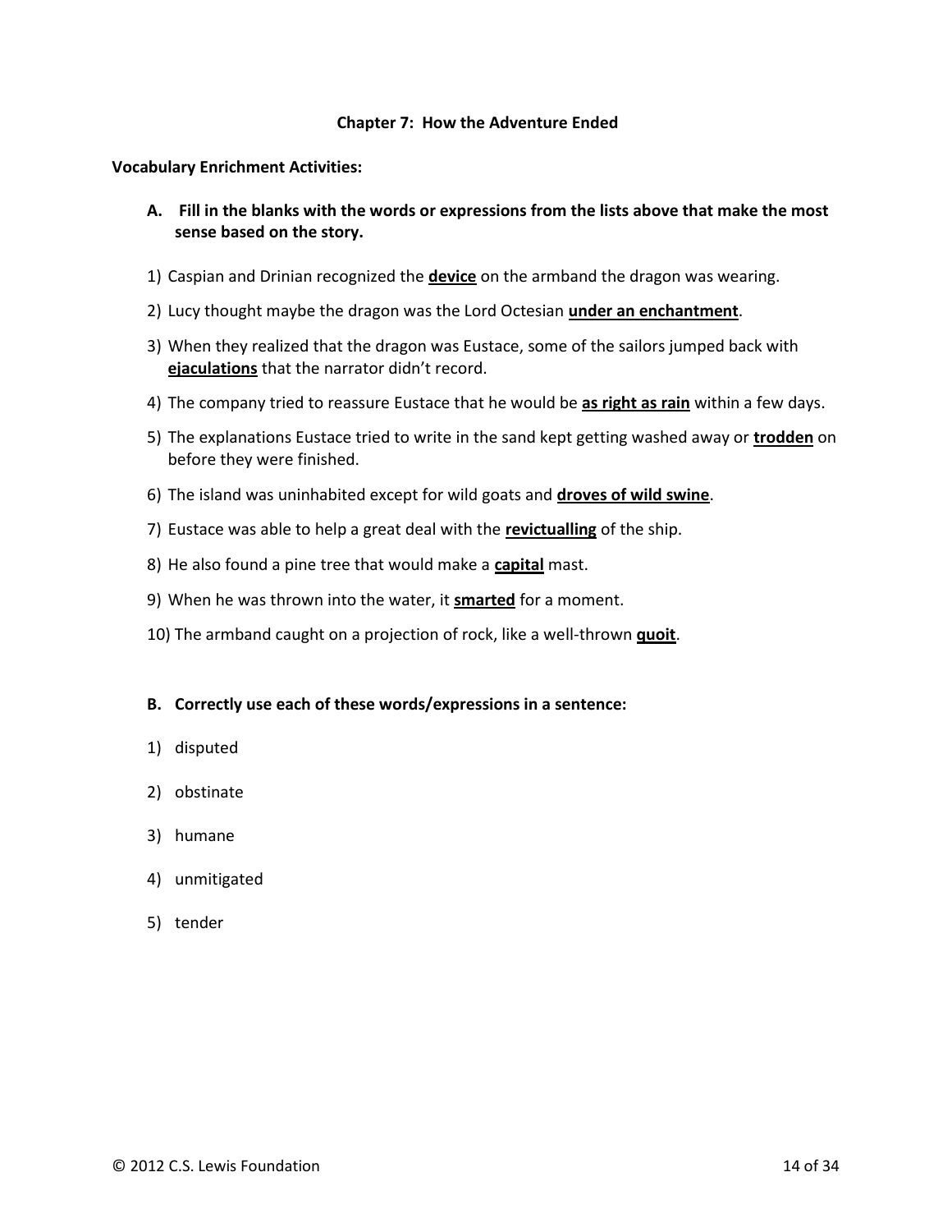## Chapter 7: How the Adventure Ended

**Vocabulary Enrichment Activities:**

**A. Fill in the blanks with the words or expressions from the lists above that make the most sense based on the story.**

1) Caspian and Drinian recognized the **device** on the armband the dragon was wearing.
2) Lucy thought maybe the dragon was the Lord Octesian **under an enchantment**.
3) When they realized that the dragon was Eustace, some of the sailors jumped back with **ejaculations** that the narrator didn't record.
4) The company tried to reassure Eustace that he would be **as right as rain** within a few days.
5) The explanations Eustace tried to write in the sand kept getting washed away or **trodden** on before they were finished.
6) The island was uninhabited except for wild goats and **droves of wild swine**.
7) Eustace was able to help a great deal with the **revictualling** of the ship.
8) He also found a pine tree that would make a **capital** mast.
9) When he was thrown into the water, it **smarted** for a moment.
10) The armband caught on a projection of rock, like a well-thrown **quoit**.

**B. Correctly use each of these words/expressions in a sentence:**

1) disputed
2) obstinate
3) humane
4) unmitigated
5) tender

© 2012 C.S. Lewis Foundation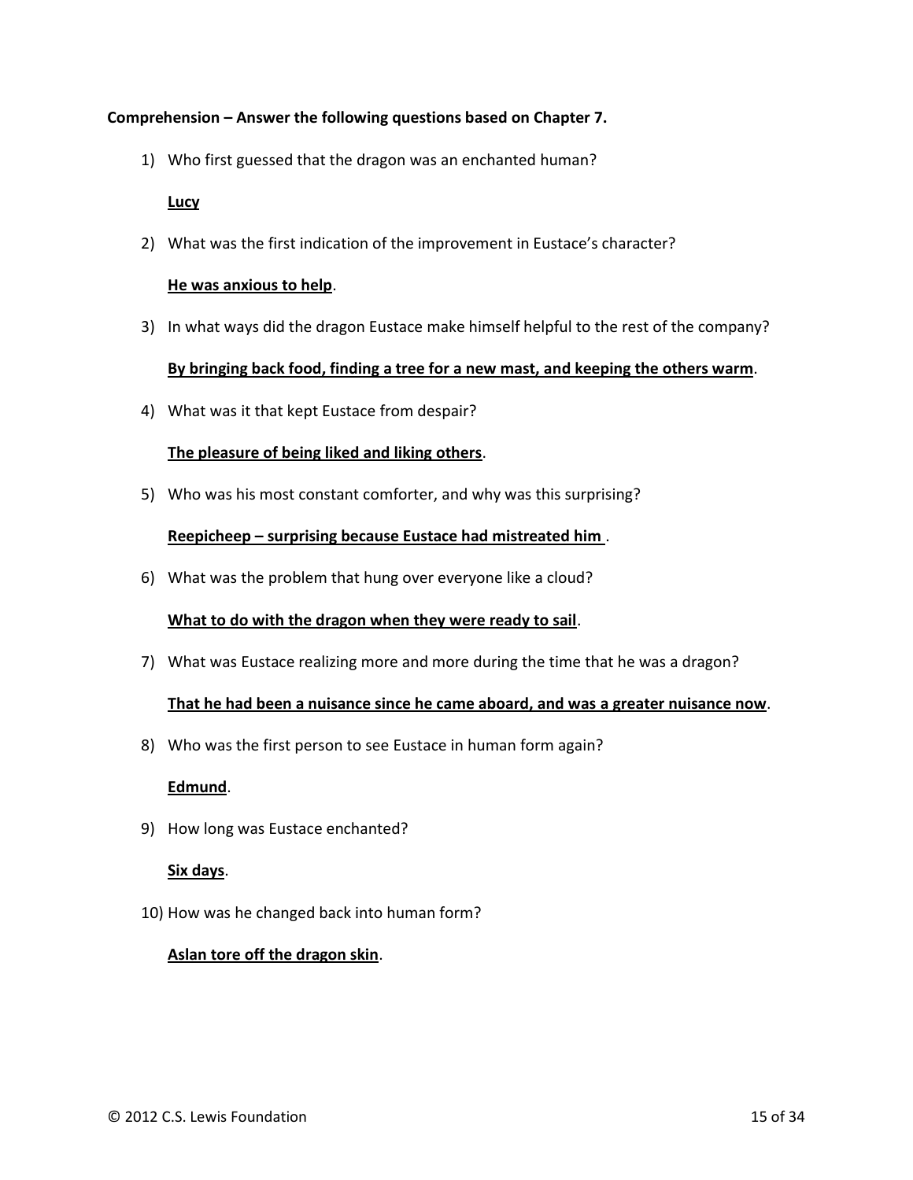**Comprehension – Answer the following questions based on Chapter 7.**

1) Who first guessed that the dragon was an enchanted human?

   **Lucy**

2) What was the first indication of the improvement in Eustace's character?

   **He was anxious to help**.

3) In what ways did the dragon Eustace make himself helpful to the rest of the company?

   **By bringing back food, finding a tree for a new mast, and keeping the others warm**.

4) What was it that kept Eustace from despair?

   **The pleasure of being liked and liking others**.

5) Who was his most constant comforter, and why was this surprising?

   **Reepicheep – surprising because Eustace had mistreated him** .

6) What was the problem that hung over everyone like a cloud?

   **What to do with the dragon when they were ready to sail**.

7) What was Eustace realizing more and more during the time that he was a dragon?

   **That he had been a nuisance since he came aboard, and was a greater nuisance now**.

8) Who was the first person to see Eustace in human form again?

   **Edmund**.

9) How long was Eustace enchanted?

   **Six days**.

10) How was he changed back into human form?

    **Aslan tore off the dragon skin**.

© 2012 C.S. Lewis Foundation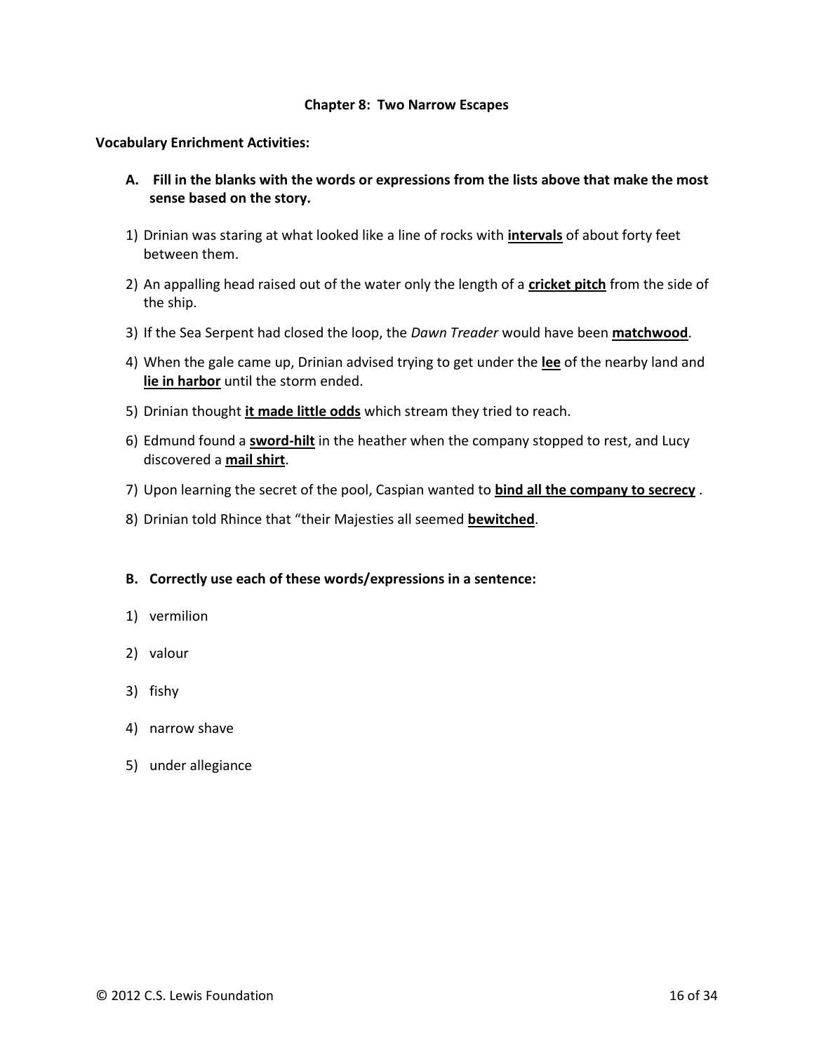## Chapter 8: Two Narrow Escapes

**Vocabulary Enrichment Activities:**

**A. Fill in the blanks with the words or expressions from the lists above that make the most sense based on the story.**

1) Drinian was staring at what looked like a line of rocks with **intervals** of about forty feet between them.

2) An appalling head raised out of the water only the length of a **cricket pitch** from the side of the ship.

3) If the Sea Serpent had closed the loop, the *Dawn Treader* would have been **matchwood**.

4) When the gale came up, Drinian advised trying to get under the **lee** of the nearby land and **lie in harbor** until the storm ended.

5) Drinian thought **it made little odds** which stream they tried to reach.

6) Edmund found a **sword-hilt** in the heather when the company stopped to rest, and Lucy discovered a **mail shirt**.

7) Upon learning the secret of the pool, Caspian wanted to **bind all the company to secrecy** .

8) Drinian told Rhince that "their Majesties all seemed **bewitched**.

**B. Correctly use each of these words/expressions in a sentence:**

1) vermilion

2) valour

3) fishy

4) narrow shave

5) under allegiance

© 2012 C.S. Lewis Foundation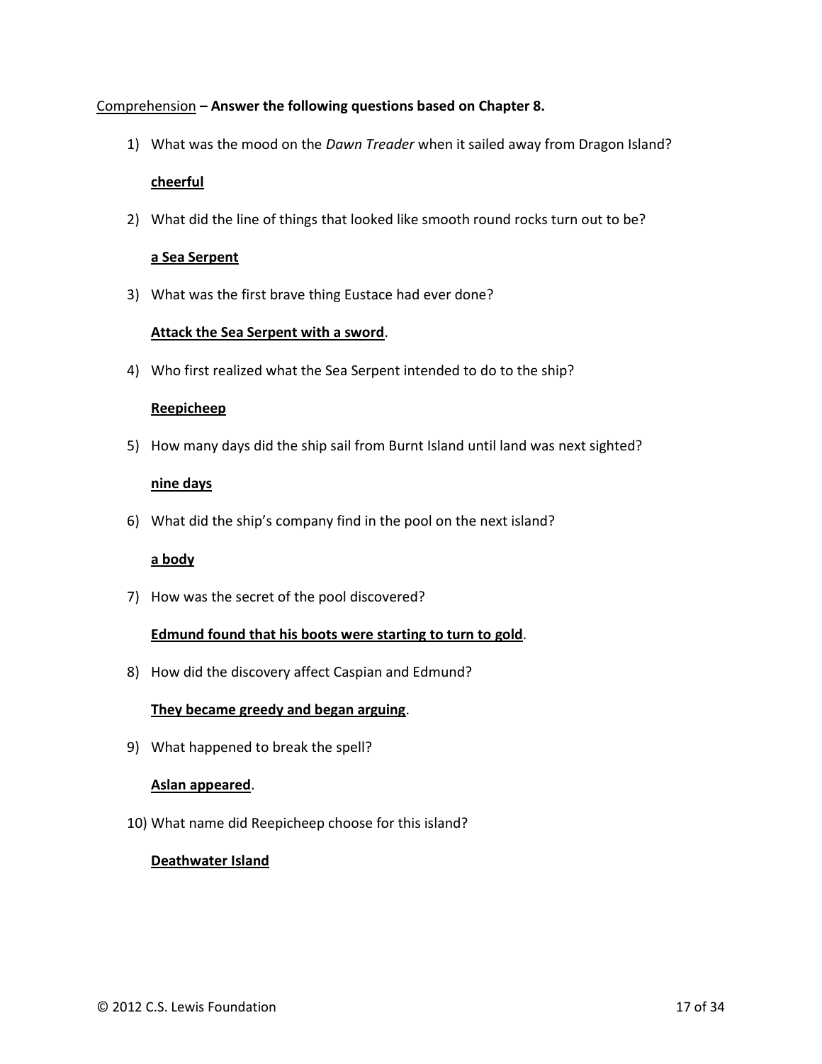<u>Comprehension</u> **– Answer the following questions based on Chapter 8.**

1) What was the mood on the *Dawn Treader* when it sailed away from Dragon Island?

   **<u>cheerful</u>**

2) What did the line of things that looked like smooth round rocks turn out to be?

   **<u>a Sea Serpent</u>**

3) What was the first brave thing Eustace had ever done?

   **<u>Attack the Sea Serpent with a sword</u>**.

4) Who first realized what the Sea Serpent intended to do to the ship?

   **<u>Reepicheep</u>**

5) How many days did the ship sail from Burnt Island until land was next sighted?

   **<u>nine days</u>**

6) What did the ship's company find in the pool on the next island?

   **<u>a body</u>**

7) How was the secret of the pool discovered?

   **<u>Edmund found that his boots were starting to turn to gold</u>**.

8) How did the discovery affect Caspian and Edmund?

   **<u>They became greedy and began arguing</u>**.

9) What happened to break the spell?

   **<u>Aslan appeared</u>**.

10) What name did Reepicheep choose for this island?

    **<u>Deathwater Island</u>**

© 2012 C.S. Lewis Foundation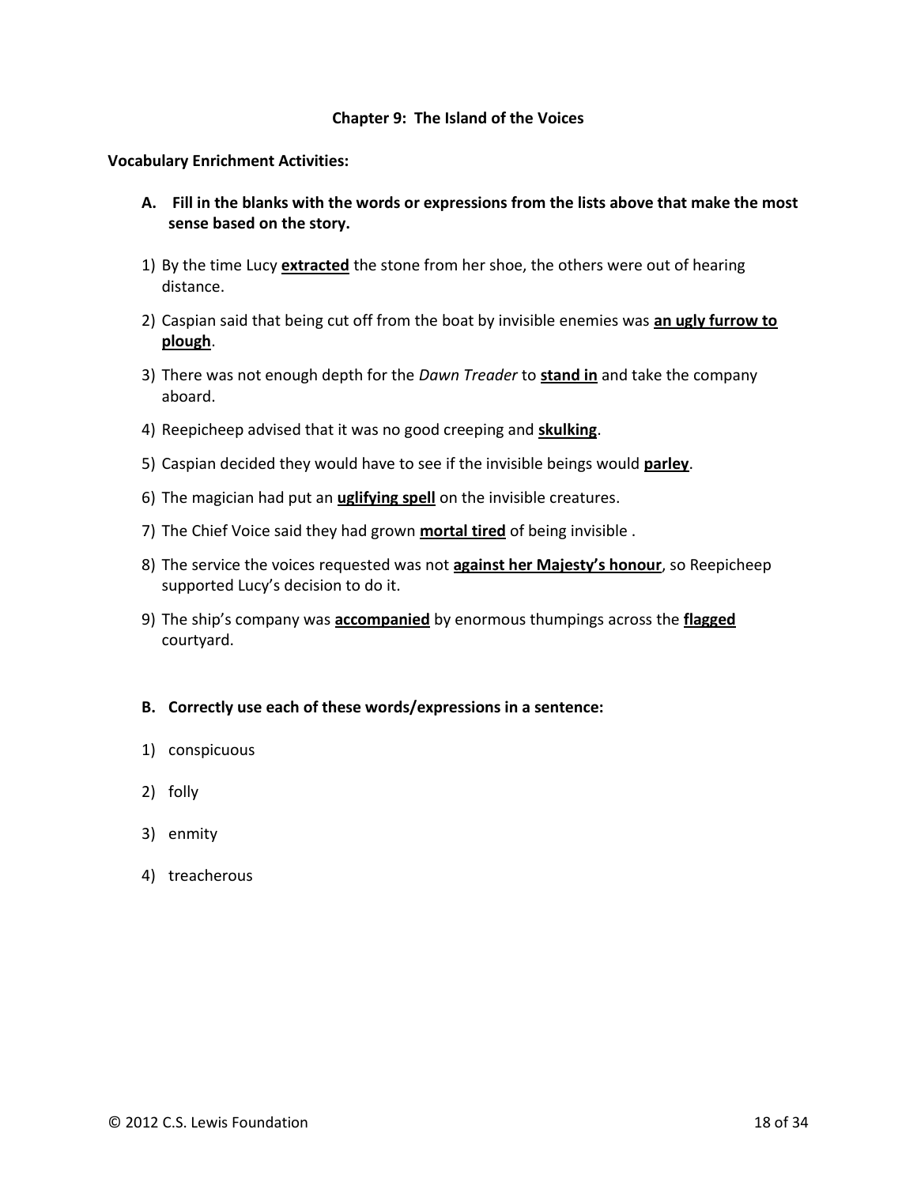### Chapter 9: The Island of the Voices

**Vocabulary Enrichment Activities:**

**A. Fill in the blanks with the words or expressions from the lists above that make the most sense based on the story.**

1) By the time Lucy **extracted** the stone from her shoe, the others were out of hearing distance.
2) Caspian said that being cut off from the boat by invisible enemies was **an ugly furrow to plough**.
3) There was not enough depth for the *Dawn Treader* to **stand in** and take the company aboard.
4) Reepicheep advised that it was no good creeping and **skulking**.
5) Caspian decided they would have to see if the invisible beings would **parley**.
6) The magician had put an **uglifying spell** on the invisible creatures.
7) The Chief Voice said they had grown **mortal tired** of being invisible .
8) The service the voices requested was not **against her Majesty's honour**, so Reepicheep supported Lucy's decision to do it.
9) The ship's company was **accompanied** by enormous thumpings across the **flagged** courtyard.

**B. Correctly use each of these words/expressions in a sentence:**

1) conspicuous
2) folly
3) enmity
4) treacherous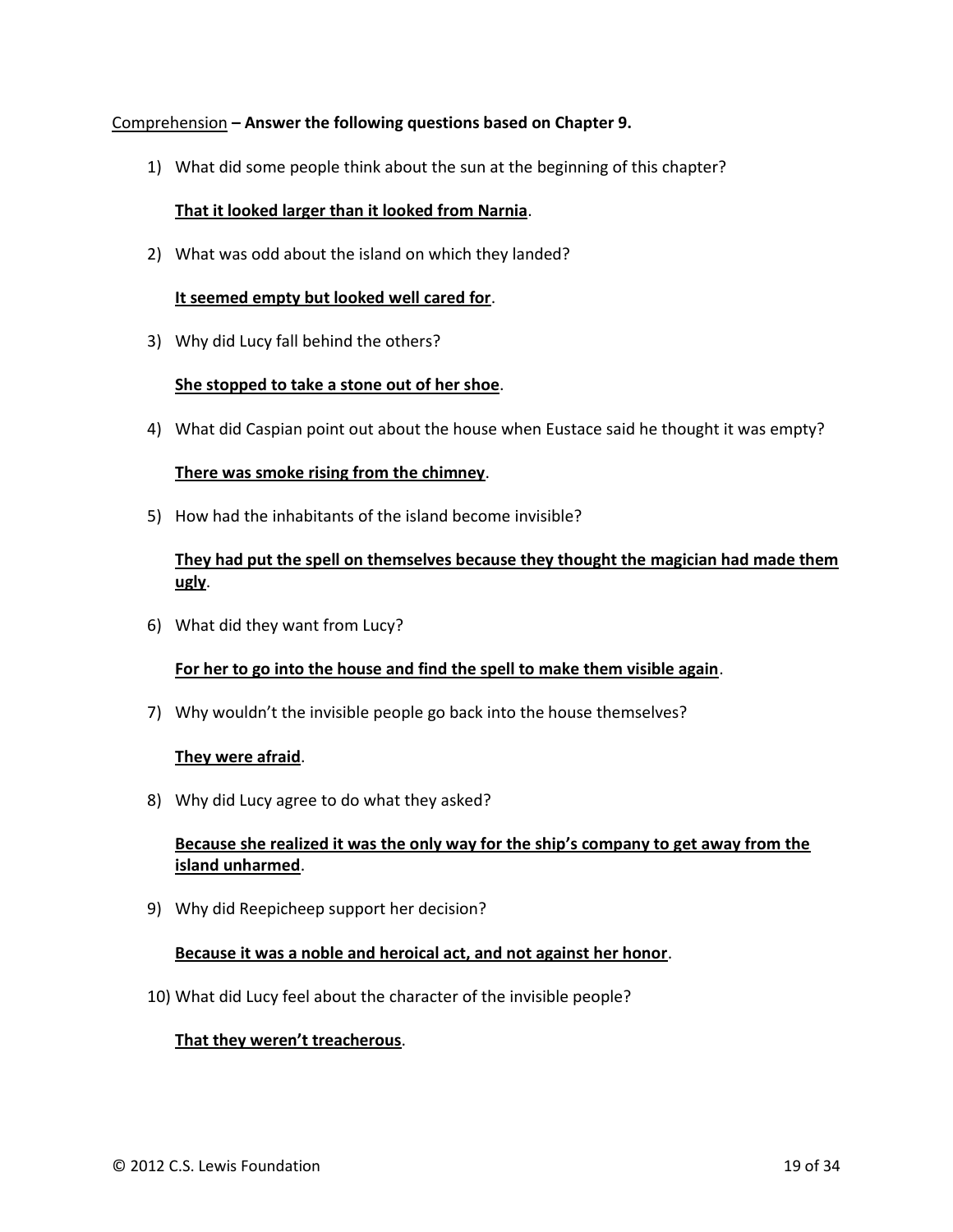<u>Comprehension</u> **– Answer the following questions based on Chapter 9.**

1) What did some people think about the sun at the beginning of this chapter?

   **<u>That it looked larger than it looked from Narnia</u>**.

2) What was odd about the island on which they landed?

   **<u>It seemed empty but looked well cared for</u>**.

3) Why did Lucy fall behind the others?

   **<u>She stopped to take a stone out of her shoe</u>**.

4) What did Caspian point out about the house when Eustace said he thought it was empty?

   **<u>There was smoke rising from the chimney</u>**.

5) How had the inhabitants of the island become invisible?

   **<u>They had put the spell on themselves because they thought the magician had made them ugly</u>**.

6) What did they want from Lucy?

   **<u>For her to go into the house and find the spell to make them visible again</u>**.

7) Why wouldn't the invisible people go back into the house themselves?

   **<u>They were afraid</u>**.

8) Why did Lucy agree to do what they asked?

   **<u>Because she realized it was the only way for the ship's company to get away from the island unharmed</u>**.

9) Why did Reepicheep support her decision?

   **<u>Because it was a noble and heroical act, and not against her honor</u>**.

10) What did Lucy feel about the character of the invisible people?

    **<u>That they weren't treacherous</u>**.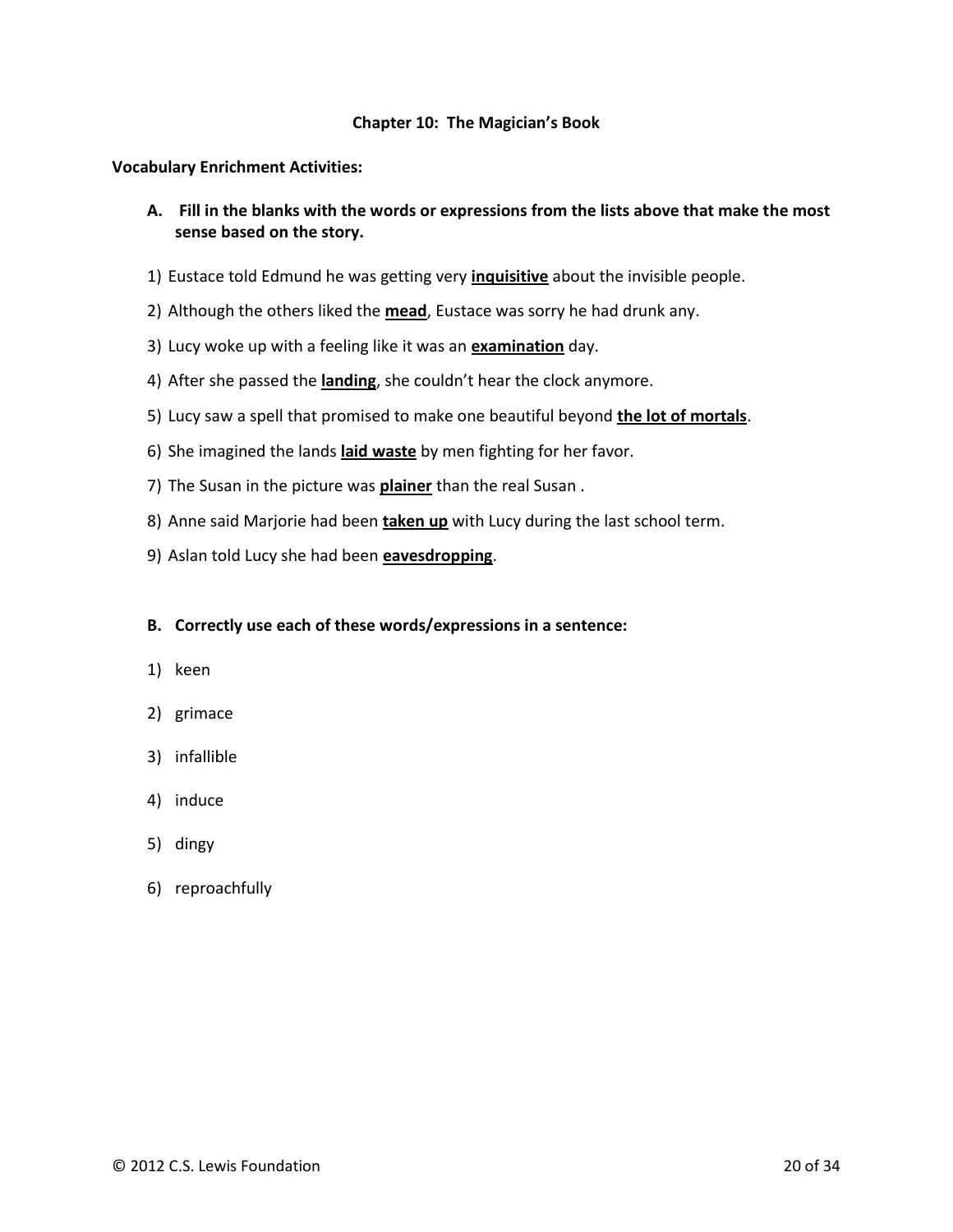### Chapter 10: The Magician's Book

**Vocabulary Enrichment Activities:**

**A. Fill in the blanks with the words or expressions from the lists above that make the most sense based on the story.**

1) Eustace told Edmund he was getting very **inquisitive** about the invisible people.
2) Although the others liked the **mead**, Eustace was sorry he had drunk any.
3) Lucy woke up with a feeling like it was an **examination** day.
4) After she passed the **landing**, she couldn't hear the clock anymore.
5) Lucy saw a spell that promised to make one beautiful beyond **the lot of mortals**.
6) She imagined the lands **laid waste** by men fighting for her favor.
7) The Susan in the picture was **plainer** than the real Susan .
8) Anne said Marjorie had been **taken up** with Lucy during the last school term.
9) Aslan told Lucy she had been **eavesdropping**.

**B. Correctly use each of these words/expressions in a sentence:**

1) keen
2) grimace
3) infallible
4) induce
5) dingy
6) reproachfully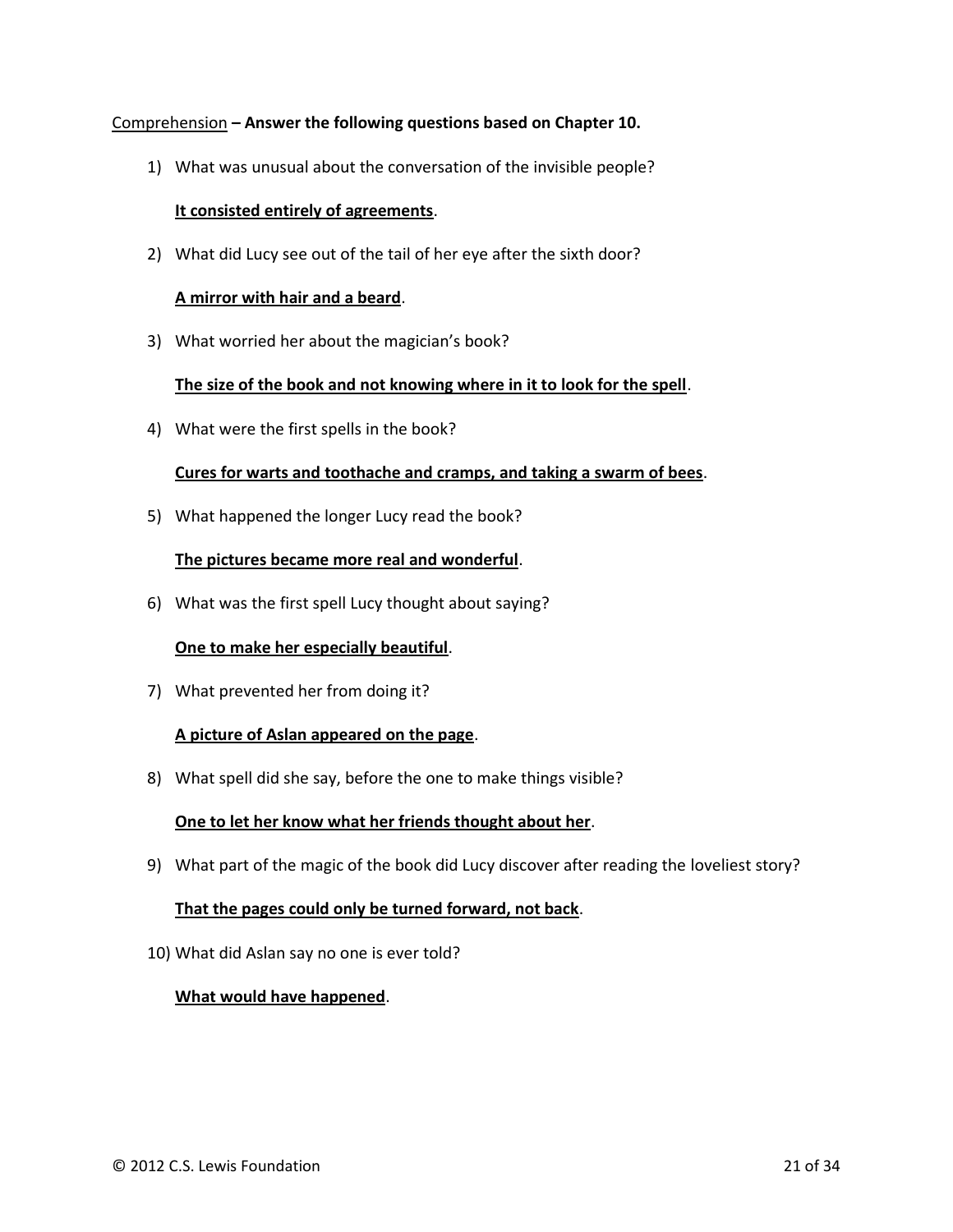<u>Comprehension</u> **– Answer the following questions based on Chapter 10.**

1) What was unusual about the conversation of the invisible people?

   **<u>It consisted entirely of agreements</u>**.

2) What did Lucy see out of the tail of her eye after the sixth door?

   **<u>A mirror with hair and a beard</u>**.

3) What worried her about the magician's book?

   **<u>The size of the book and not knowing where in it to look for the spell</u>**.

4) What were the first spells in the book?

   **<u>Cures for warts and toothache and cramps, and taking a swarm of bees</u>**.

5) What happened the longer Lucy read the book?

   **<u>The pictures became more real and wonderful</u>**.

6) What was the first spell Lucy thought about saying?

   **<u>One to make her especially beautiful</u>**.

7) What prevented her from doing it?

   **<u>A picture of Aslan appeared on the page</u>**.

8) What spell did she say, before the one to make things visible?

   **<u>One to let her know what her friends thought about her</u>**.

9) What part of the magic of the book did Lucy discover after reading the loveliest story?

   **<u>That the pages could only be turned forward, not back</u>**.

10) What did Aslan say no one is ever told?

    **<u>What would have happened</u>**.

© 2012 C.S. Lewis Foundation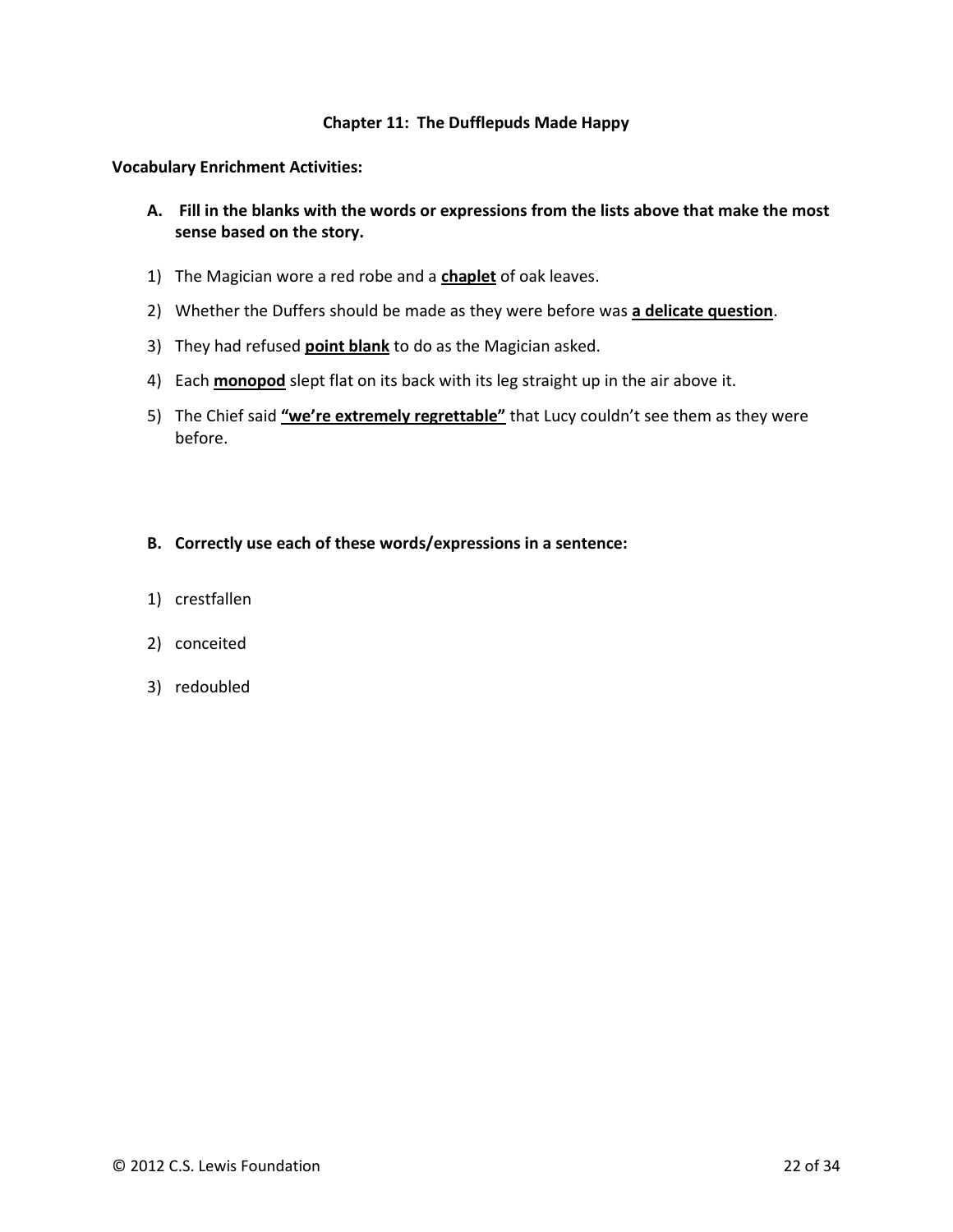## Chapter 11: The Dufflepuds Made Happy

**Vocabulary Enrichment Activities:**

**A. Fill in the blanks with the words or expressions from the lists above that make the most sense based on the story.**

1) The Magician wore a red robe and a **<u>chaplet</u>** of oak leaves.
2) Whether the Duffers should be made as they were before was **<u>a delicate question</u>**.
3) They had refused **<u>point blank</u>** to do as the Magician asked.
4) Each **<u>monopod</u>** slept flat on its back with its leg straight up in the air above it.
5) The Chief said **<u>"we're extremely regrettable"</u>** that Lucy couldn't see them as they were before.

**B. Correctly use each of these words/expressions in a sentence:**

1) crestfallen
2) conceited
3) redoubled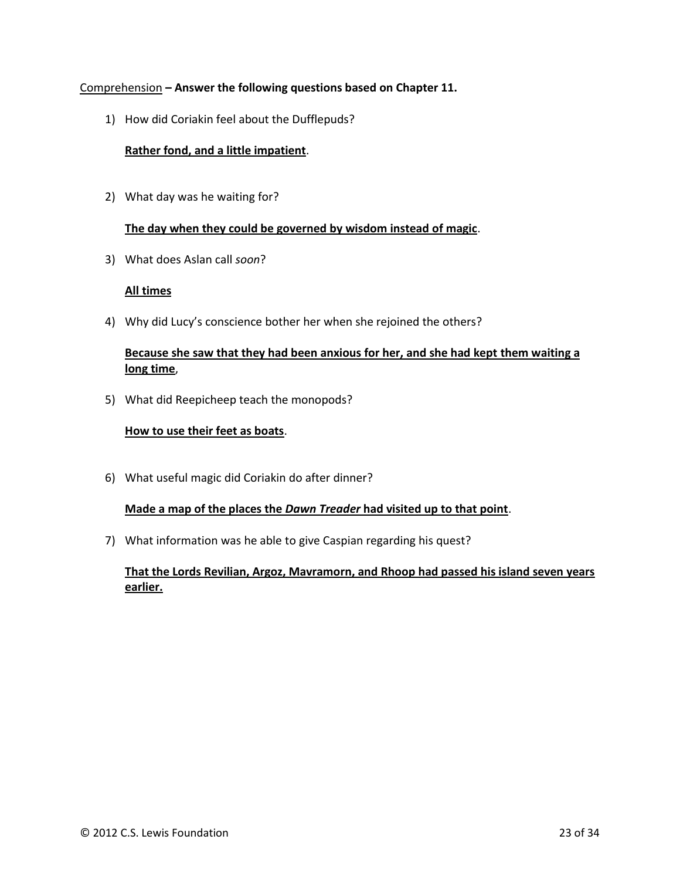Comprehension **– Answer the following questions based on Chapter 11.**

1) How did Coriakin feel about the Dufflepuds?

   **Rather fond, and a little impatient**.

2) What day was he waiting for?

   **The day when they could be governed by wisdom instead of magic**.

3) What does Aslan call *soon*?

   **All times**

4) Why did Lucy's conscience bother her when she rejoined the others?

   **Because she saw that they had been anxious for her, and she had kept them waiting a long time**,

5) What did Reepicheep teach the monopods?

   **How to use their feet as boats**.

6) What useful magic did Coriakin do after dinner?

   **Made a map of the places the *Dawn Treader* had visited up to that point**.

7) What information was he able to give Caspian regarding his quest?

   **That the Lords Revilian, Argoz, Mavramorn, and Rhoop had passed his island seven years earlier.**

© 2012 C.S. Lewis Foundation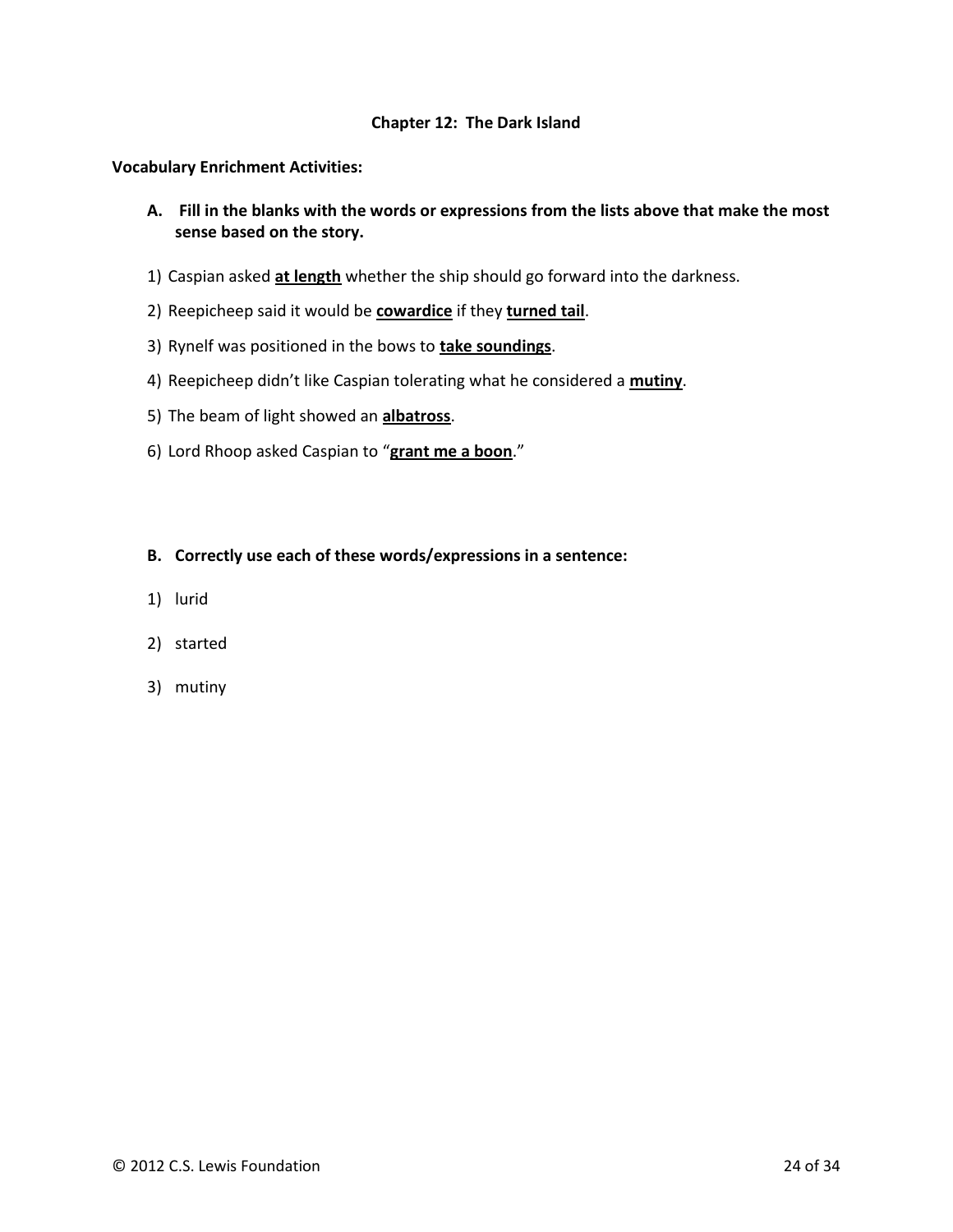## Chapter 12: The Dark Island

**Vocabulary Enrichment Activities:**

**A. Fill in the blanks with the words or expressions from the lists above that make the most sense based on the story.**

1) Caspian asked **at length** whether the ship should go forward into the darkness.

2) Reepicheep said it would be **cowardice** if they **turned tail**.

3) Rynelf was positioned in the bows to **take soundings**.

4) Reepicheep didn't like Caspian tolerating what he considered a **mutiny**.

5) The beam of light showed an **albatross**.

6) Lord Rhoop asked Caspian to "**grant me a boon**."

**B. Correctly use each of these words/expressions in a sentence:**

1) lurid

2) started

3) mutiny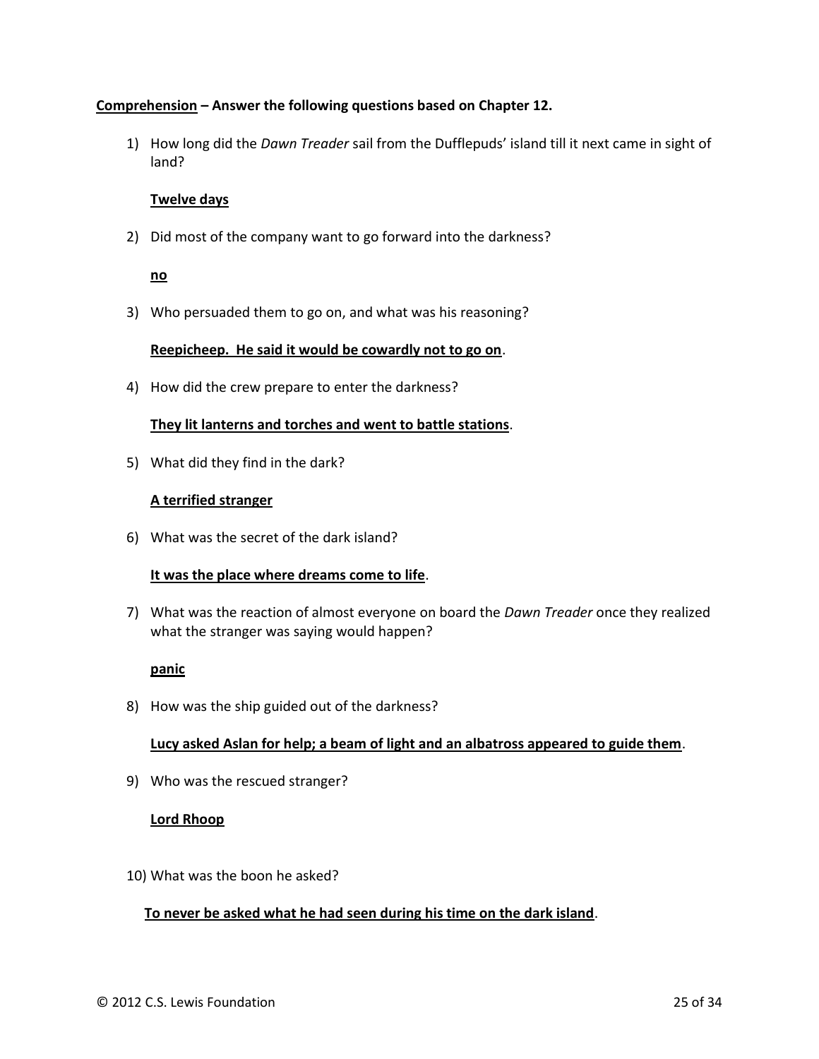**<u>Comprehension</u> – Answer the following questions based on Chapter 12.**

1) How long did the *Dawn Treader* sail from the Dufflepuds' island till it next came in sight of land?

   **<u>Twelve days</u>**

2) Did most of the company want to go forward into the darkness?

   **<u>no</u>**

3) Who persuaded them to go on, and what was his reasoning?

   **<u>Reepicheep. He said it would be cowardly not to go on</u>**.

4) How did the crew prepare to enter the darkness?

   **<u>They lit lanterns and torches and went to battle stations</u>**.

5) What did they find in the dark?

   **<u>A terrified stranger</u>**

6) What was the secret of the dark island?

   **<u>It was the place where dreams come to life</u>**.

7) What was the reaction of almost everyone on board the *Dawn Treader* once they realized what the stranger was saying would happen?

   **<u>panic</u>**

8) How was the ship guided out of the darkness?

   **<u>Lucy asked Aslan for help; a beam of light and an albatross appeared to guide them</u>**.

9) Who was the rescued stranger?

   **<u>Lord Rhoop</u>**

10) What was the boon he asked?

    **<u>To never be asked what he had seen during his time on the dark island</u>**.

© 2012 C.S. Lewis Foundation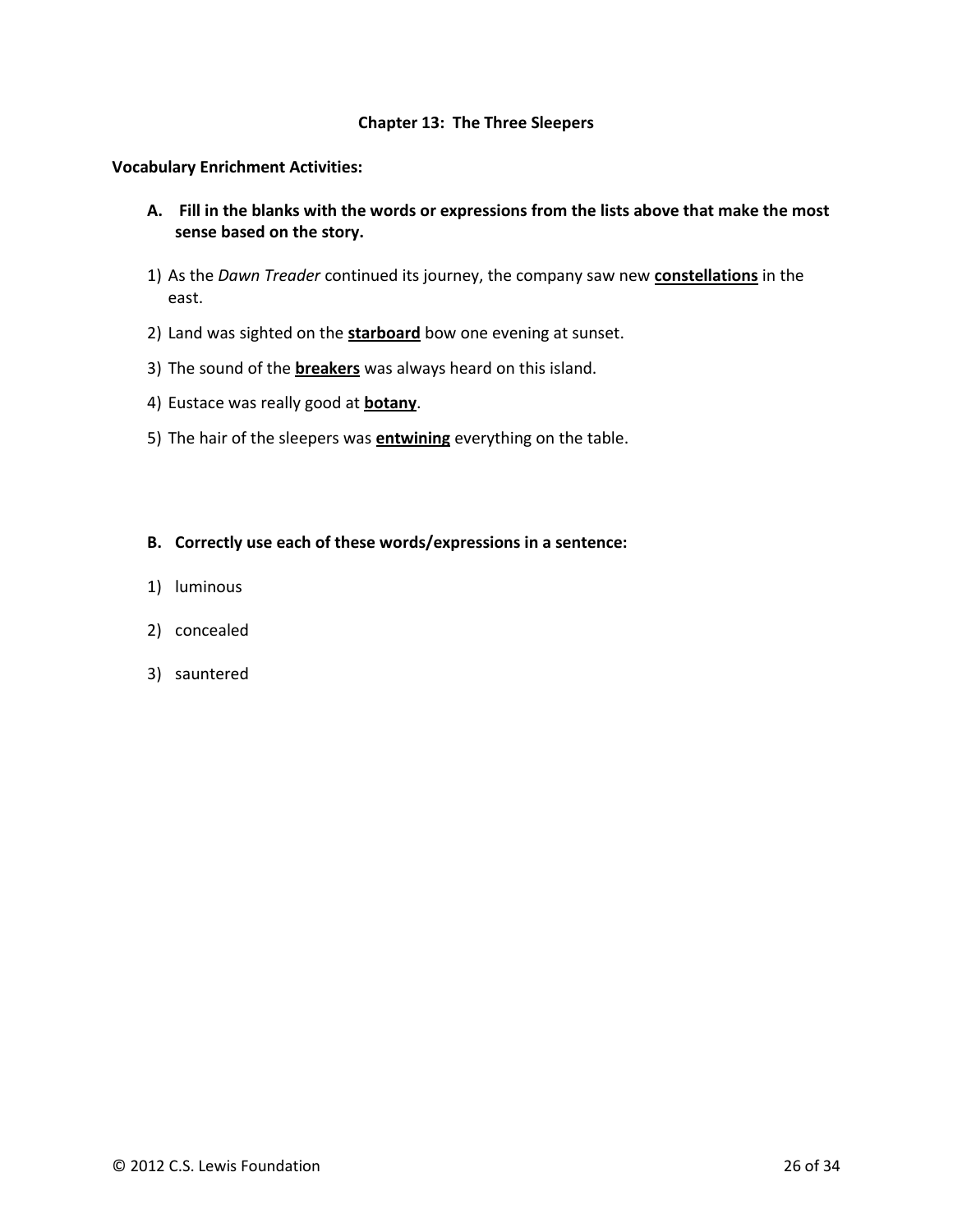## Chapter 13: The Three Sleepers

**Vocabulary Enrichment Activities:**

**A. Fill in the blanks with the words or expressions from the lists above that make the most sense based on the story.**

1) As the *Dawn Treader* continued its journey, the company saw new **constellations** in the east.
2) Land was sighted on the **starboard** bow one evening at sunset.
3) The sound of the **breakers** was always heard on this island.
4) Eustace was really good at **botany**.
5) The hair of the sleepers was **entwining** everything on the table.

**B. Correctly use each of these words/expressions in a sentence:**

1) luminous
2) concealed
3) sauntered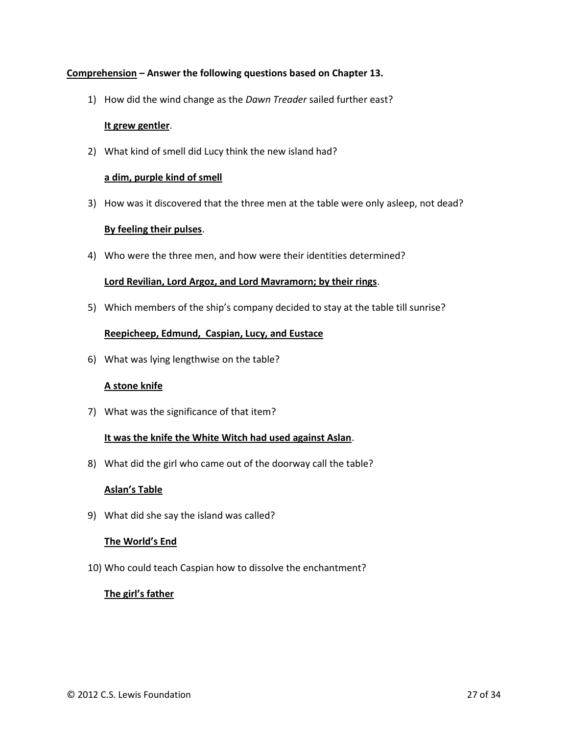<u>**Comprehension**</u> **– Answer the following questions based on Chapter 13.**

1) How did the wind change as the *Dawn Treader* sailed further east?

   <u>**It grew gentler**</u>.

2) What kind of smell did Lucy think the new island had?

   <u>**a dim, purple kind of smell**</u>

3) How was it discovered that the three men at the table were only asleep, not dead?

   <u>**By feeling their pulses**</u>.

4) Who were the three men, and how were their identities determined?

   <u>**Lord Revilian, Lord Argoz, and Lord Mavramorn; by their rings**</u>.

5) Which members of the ship's company decided to stay at the table till sunrise?

   <u>**Reepicheep, Edmund, Caspian, Lucy, and Eustace**</u>

6) What was lying lengthwise on the table?

   <u>**A stone knife**</u>

7) What was the significance of that item?

   <u>**It was the knife the White Witch had used against Aslan**</u>.

8) What did the girl who came out of the doorway call the table?

   <u>**Aslan's Table**</u>

9) What did she say the island was called?

   <u>**The World's End**</u>

10) Who could teach Caspian how to dissolve the enchantment?

    <u>**The girl's father**</u>

© 2012 C.S. Lewis Foundation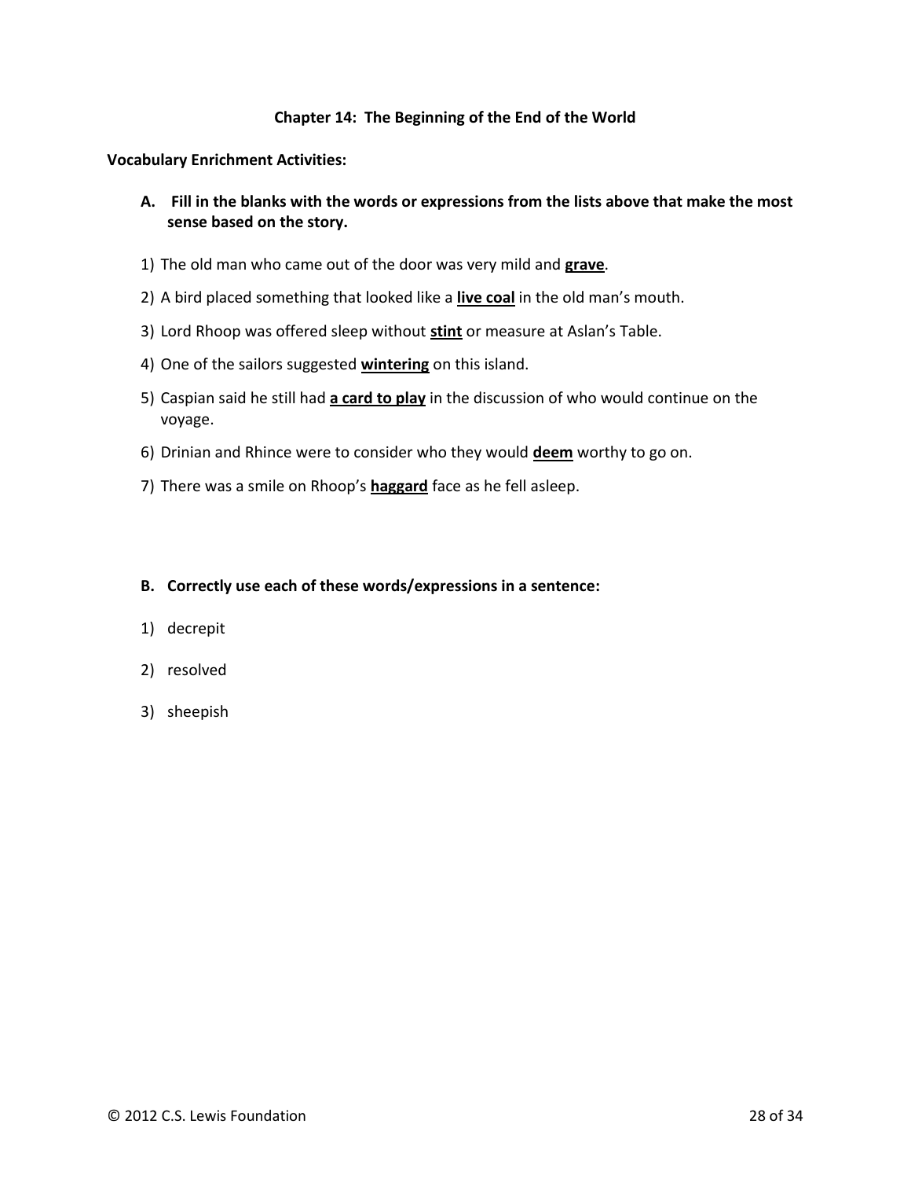### Chapter 14: The Beginning of the End of the World

**Vocabulary Enrichment Activities:**

**A. Fill in the blanks with the words or expressions from the lists above that make the most sense based on the story.**

1) The old man who came out of the door was very mild and **grave**.
2) A bird placed something that looked like a **live coal** in the old man's mouth.
3) Lord Rhoop was offered sleep without **stint** or measure at Aslan's Table.
4) One of the sailors suggested **wintering** on this island.
5) Caspian said he still had **a card to play** in the discussion of who would continue on the voyage.
6) Drinian and Rhince were to consider who they would **deem** worthy to go on.
7) There was a smile on Rhoop's **haggard** face as he fell asleep.

**B. Correctly use each of these words/expressions in a sentence:**

1) decrepit
2) resolved
3) sheepish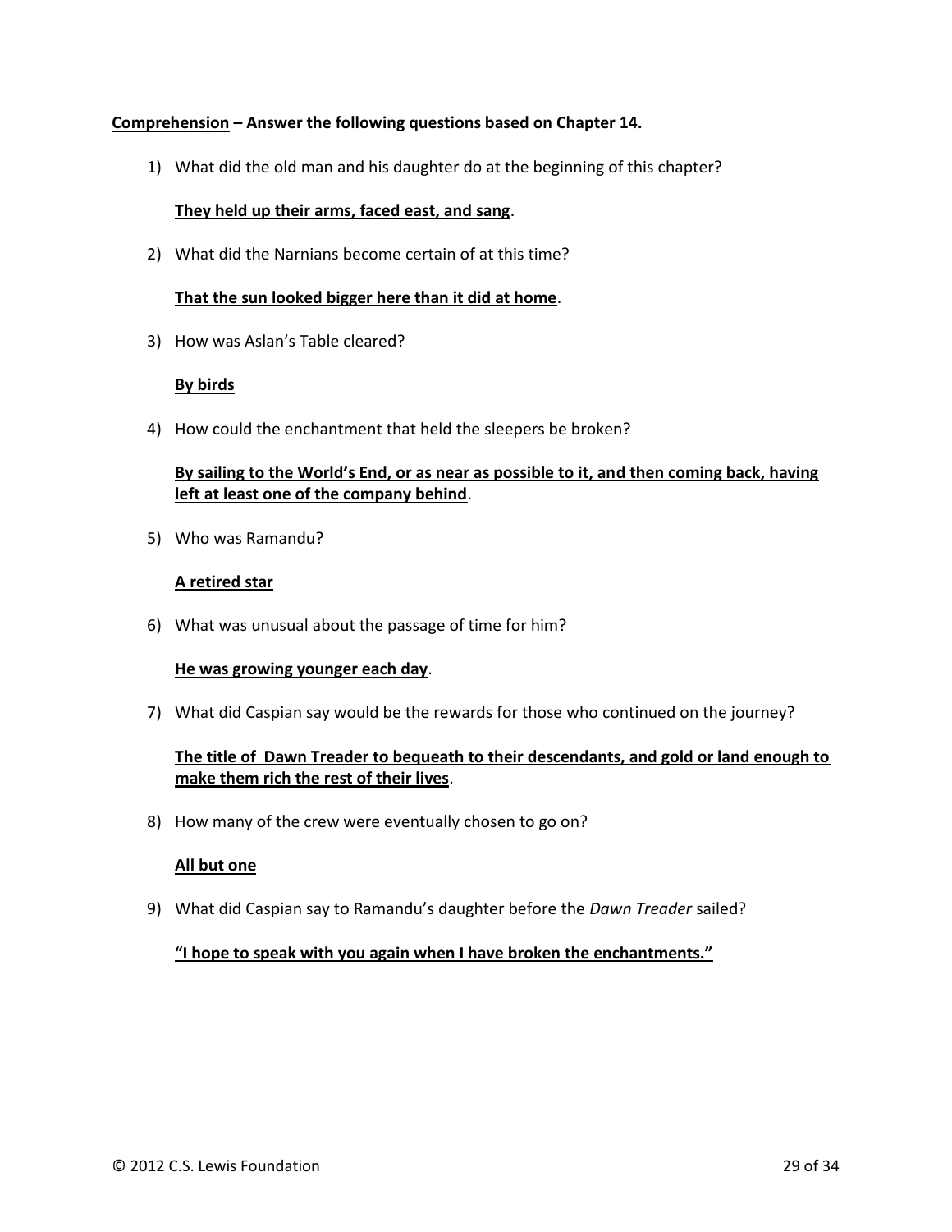**<u>Comprehension</u> – Answer the following questions based on Chapter 14.**

1) What did the old man and his daughter do at the beginning of this chapter?

   **<u>They held up their arms, faced east, and sang</u>**.

2) What did the Narnians become certain of at this time?

   **<u>That the sun looked bigger here than it did at home</u>**.

3) How was Aslan's Table cleared?

   **<u>By birds</u>**

4) How could the enchantment that held the sleepers be broken?

   **<u>By sailing to the World's End, or as near as possible to it, and then coming back, having left at least one of the company behind</u>**.

5) Who was Ramandu?

   **<u>A retired star</u>**

6) What was unusual about the passage of time for him?

   **<u>He was growing younger each day</u>**.

7) What did Caspian say would be the rewards for those who continued on the journey?

   **<u>The title of Dawn Treader to bequeath to their descendants, and gold or land enough to make them rich the rest of their lives</u>**.

8) How many of the crew were eventually chosen to go on?

   **<u>All but one</u>**

9) What did Caspian say to Ramandu's daughter before the *Dawn Treader* sailed?

   **<u>"I hope to speak with you again when I have broken the enchantments."</u>**

© 2012 C.S. Lewis Foundation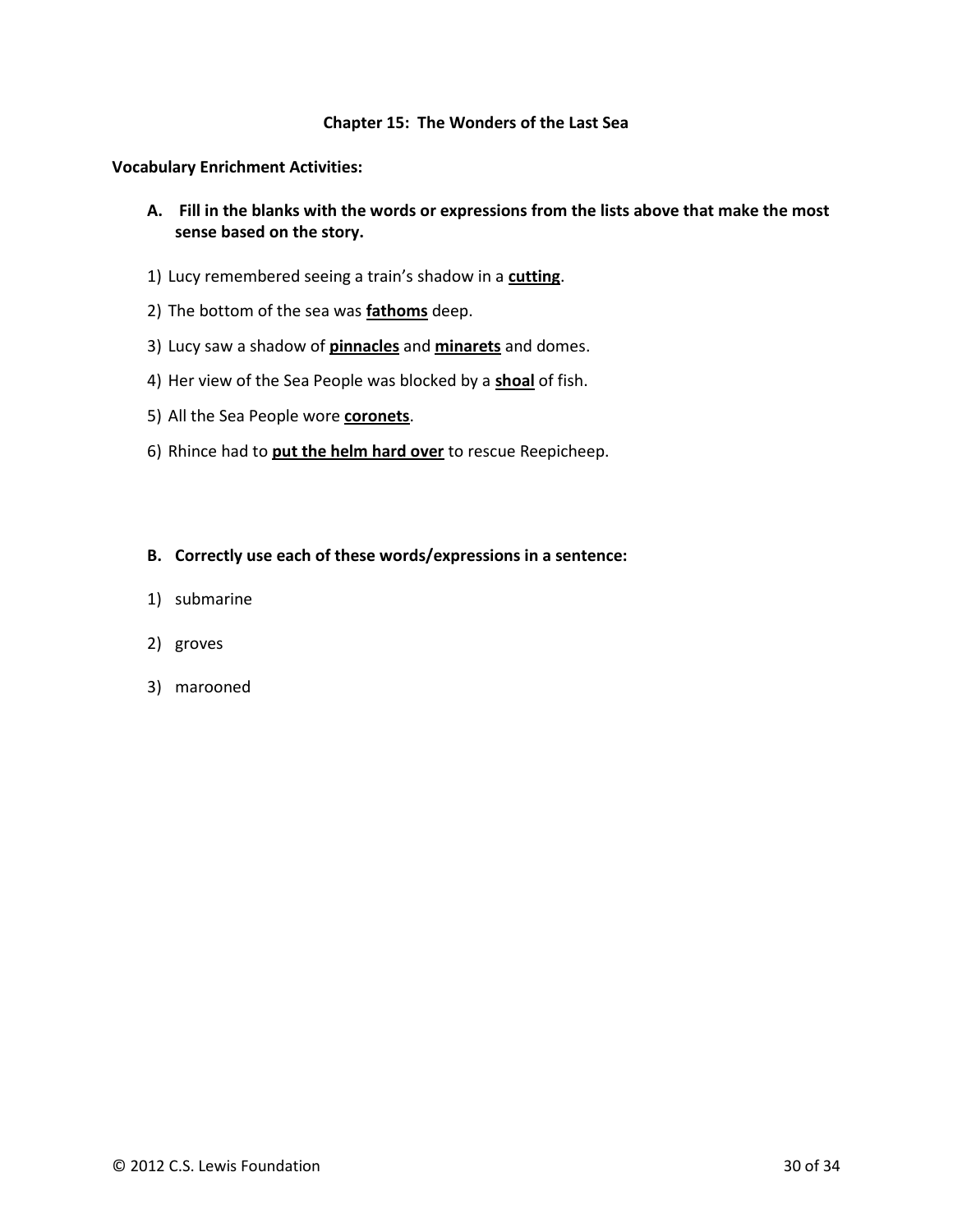## Chapter 15: The Wonders of the Last Sea

**Vocabulary Enrichment Activities:**

**A. Fill in the blanks with the words or expressions from the lists above that make the most sense based on the story.**

1) Lucy remembered seeing a train's shadow in a **cutting**.
2) The bottom of the sea was **fathoms** deep.
3) Lucy saw a shadow of **pinnacles** and **minarets** and domes.
4) Her view of the Sea People was blocked by a **shoal** of fish.
5) All the Sea People wore **coronets**.
6) Rhince had to **put the helm hard over** to rescue Reepicheep.

**B. Correctly use each of these words/expressions in a sentence:**

1) submarine
2) groves
3) marooned

© 2012 C.S. Lewis Foundation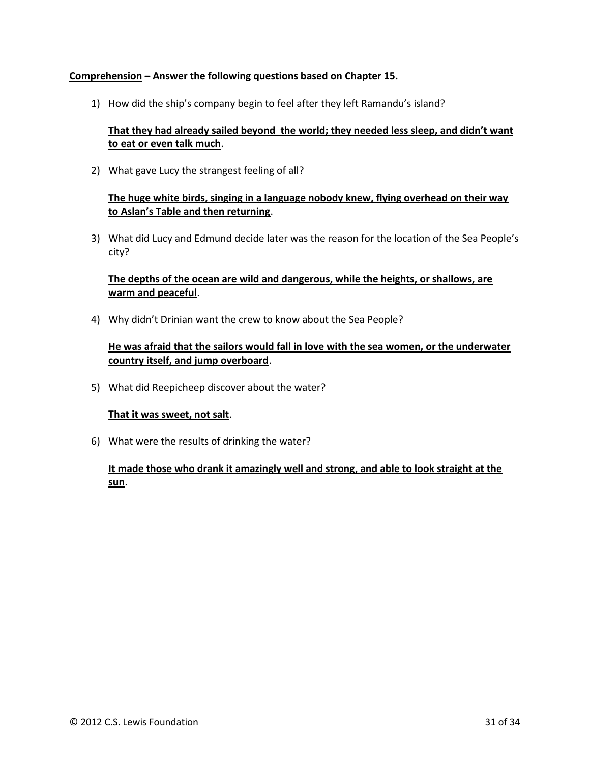**Comprehension – Answer the following questions based on Chapter 15.**

1) How did the ship's company begin to feel after they left Ramandu's island?

   **That they had already sailed beyond the world; they needed less sleep, and didn't want to eat or even talk much**.

2) What gave Lucy the strangest feeling of all?

   **The huge white birds, singing in a language nobody knew, flying overhead on their way to Aslan's Table and then returning**.

3) What did Lucy and Edmund decide later was the reason for the location of the Sea People's city?

   **The depths of the ocean are wild and dangerous, while the heights, or shallows, are warm and peaceful**.

4) Why didn't Drinian want the crew to know about the Sea People?

   **He was afraid that the sailors would fall in love with the sea women, or the underwater country itself, and jump overboard**.

5) What did Reepicheep discover about the water?

   **That it was sweet, not salt**.

6) What were the results of drinking the water?

   **It made those who drank it amazingly well and strong, and able to look straight at the sun**.

© 2012 C.S. Lewis Foundation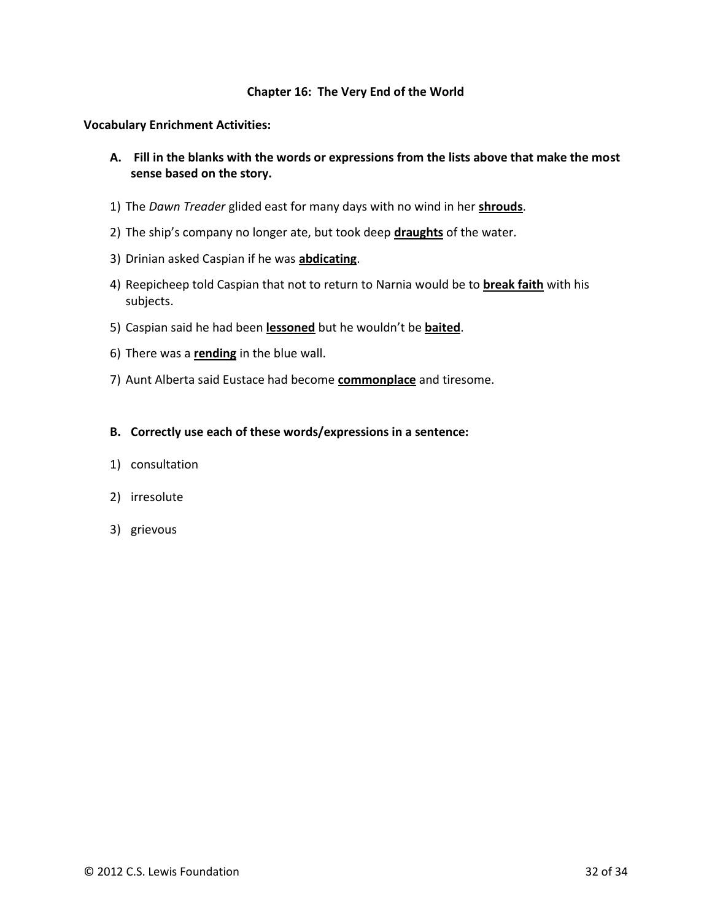## Chapter 16: The Very End of the World

**Vocabulary Enrichment Activities:**

**A. Fill in the blanks with the words or expressions from the lists above that make the most sense based on the story.**

1) The *Dawn Treader* glided east for many days with no wind in her **shrouds**.
2) The ship's company no longer ate, but took deep **draughts** of the water.
3) Drinian asked Caspian if he was **abdicating**.
4) Reepicheep told Caspian that not to return to Narnia would be to **break faith** with his subjects.
5) Caspian said he had been **lessoned** but he wouldn't be **baited**.
6) There was a **rending** in the blue wall.
7) Aunt Alberta said Eustace had become **commonplace** and tiresome.

**B. Correctly use each of these words/expressions in a sentence:**

1) consultation
2) irresolute
3) grievous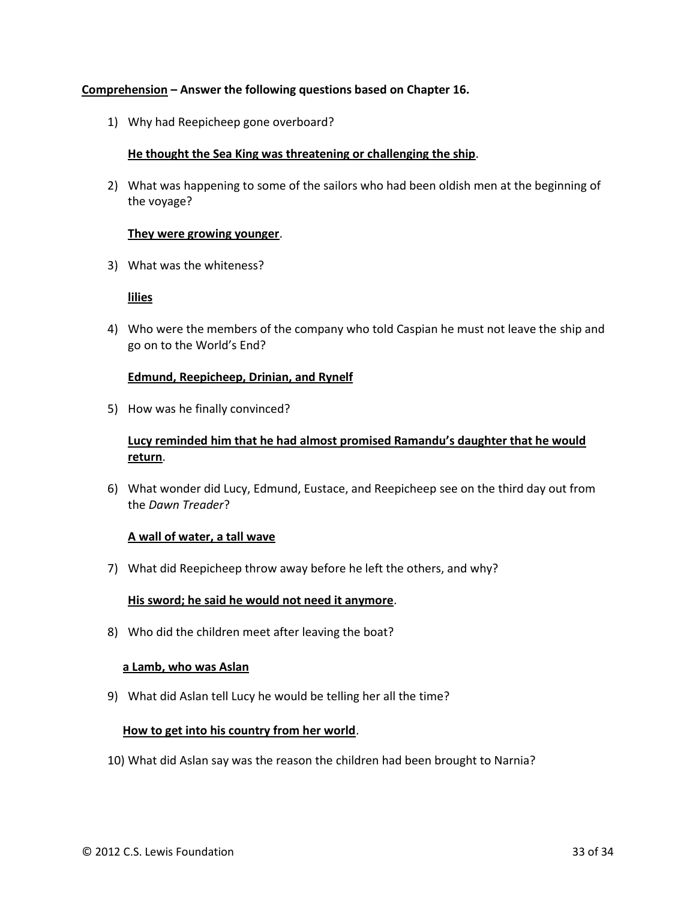**Comprehension** – **Answer the following questions based on Chapter 16.**

1) Why had Reepicheep gone overboard?

   **He thought the Sea King was threatening or challenging the ship.**

2) What was happening to some of the sailors who had been oldish men at the beginning of the voyage?

   **They were growing younger.**

3) What was the whiteness?

   **lilies**

4) Who were the members of the company who told Caspian he must not leave the ship and go on to the World's End?

   **Edmund, Reepicheep, Drinian, and Rynelf**

5) How was he finally convinced?

   **Lucy reminded him that he had almost promised Ramandu's daughter that he would return.**

6) What wonder did Lucy, Edmund, Eustace, and Reepicheep see on the third day out from the *Dawn Treader*?

   **A wall of water, a tall wave**

7) What did Reepicheep throw away before he left the others, and why?

   **His sword; he said he would not need it anymore.**

8) Who did the children meet after leaving the boat?

   **a Lamb, who was Aslan**

9) What did Aslan tell Lucy he would be telling her all the time?

   **How to get into his country from her world.**

10) What did Aslan say was the reason the children had been brought to Narnia?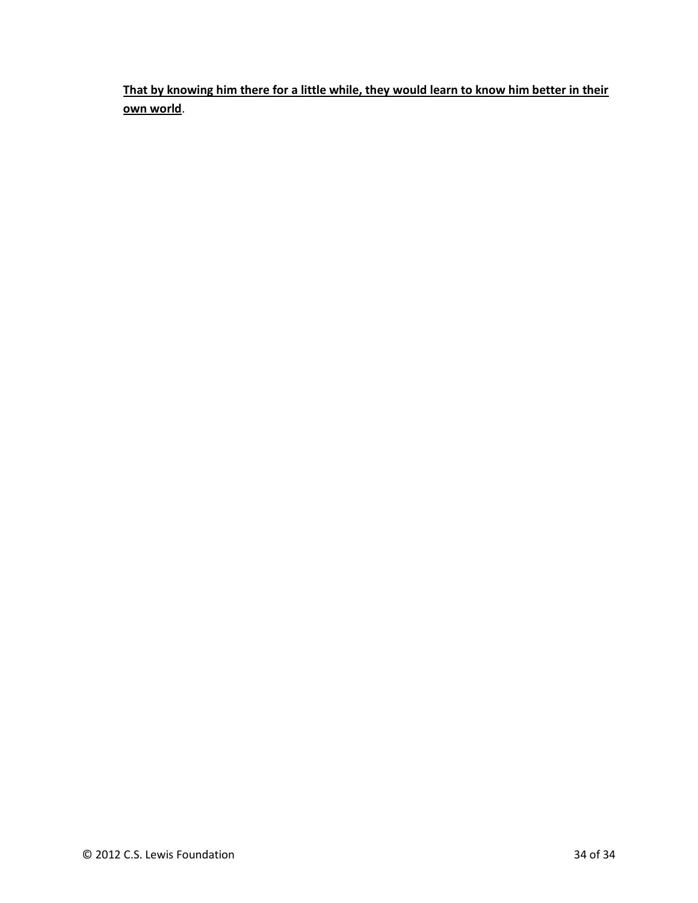**That by knowing him there for a little while, they would learn to know him better in their own world**.